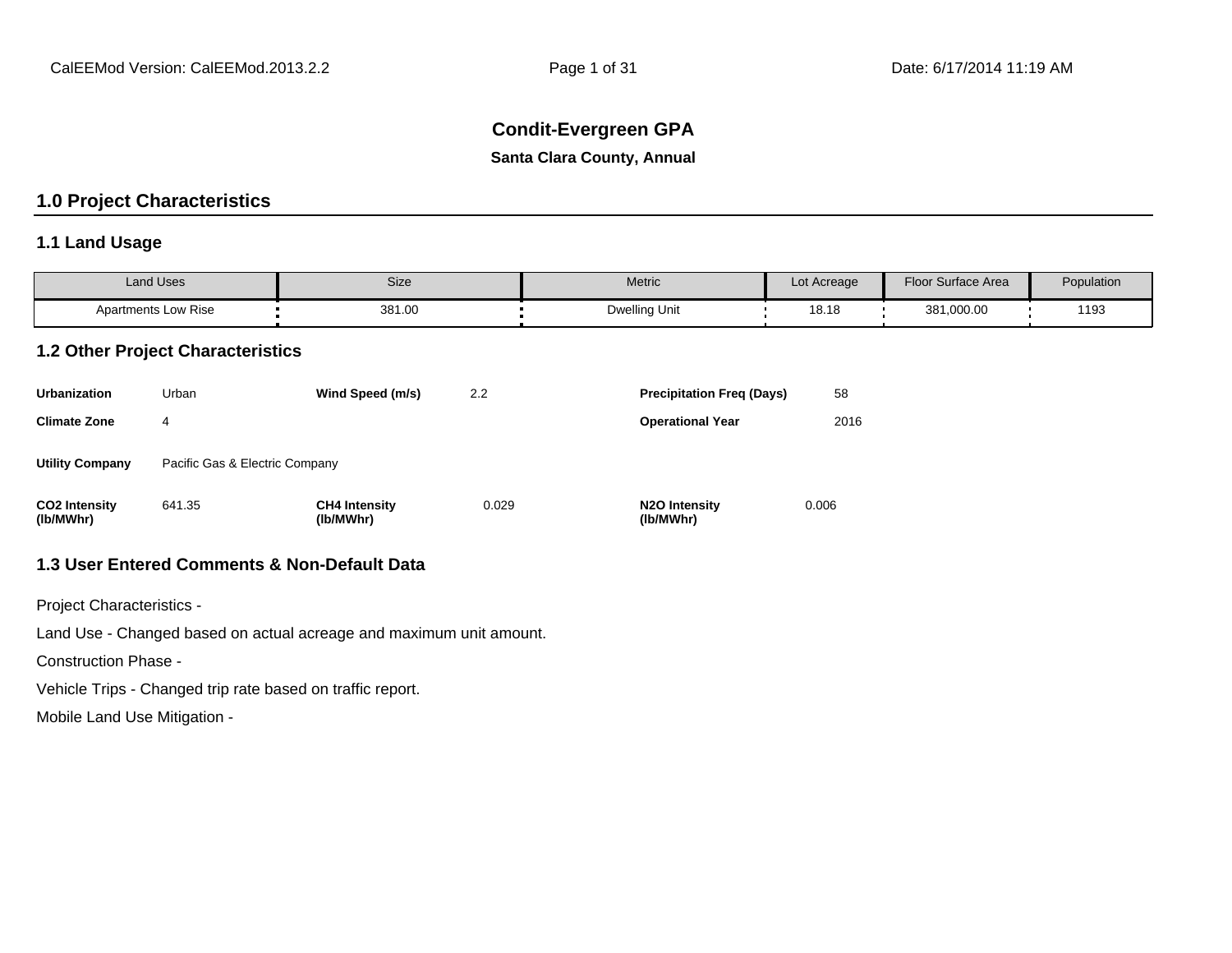# Condit-Evergreen GPA

**Santa Clara County, Annual**

## 1.0 Project Characteristics

### 1.1 Land Usage

| Land Uses | Size | Metric | Lot Acreage | Floor Surface Area | Population |
|---|---|---|---|---|---|
| Apartments Low Rise | 381.00 | Dwelling Unit | 18.18 | 381,000.00 | 1193 |

### 1.2 Other Project Characteristics

| | | | | | |
|---|---|---|---|---|---|
| **Urbanization** | Urban | **Wind Speed (m/s)** | 2.2 | **Precipitation Freq (Days)** | 58 |
| **Climate Zone** | 4 | | | **Operational Year** | 2016 |
| **Utility Company** | Pacific Gas & Electric Company | | | | |
| **$CO_2$ Intensity (lb/MWhr)** | 641.35 | **$CH_4$ Intensity (lb/MWhr)** | 0.029 | **$N_2O$ Intensity (lb/MWhr)** | 0.006 |

### 1.3 User Entered Comments & Non-Default Data

Project Characteristics -

Land Use - Changed based on actual acreage and maximum unit amount.

Construction Phase -

Vehicle Trips - Changed trip rate based on traffic report.

Mobile Land Use Mitigation -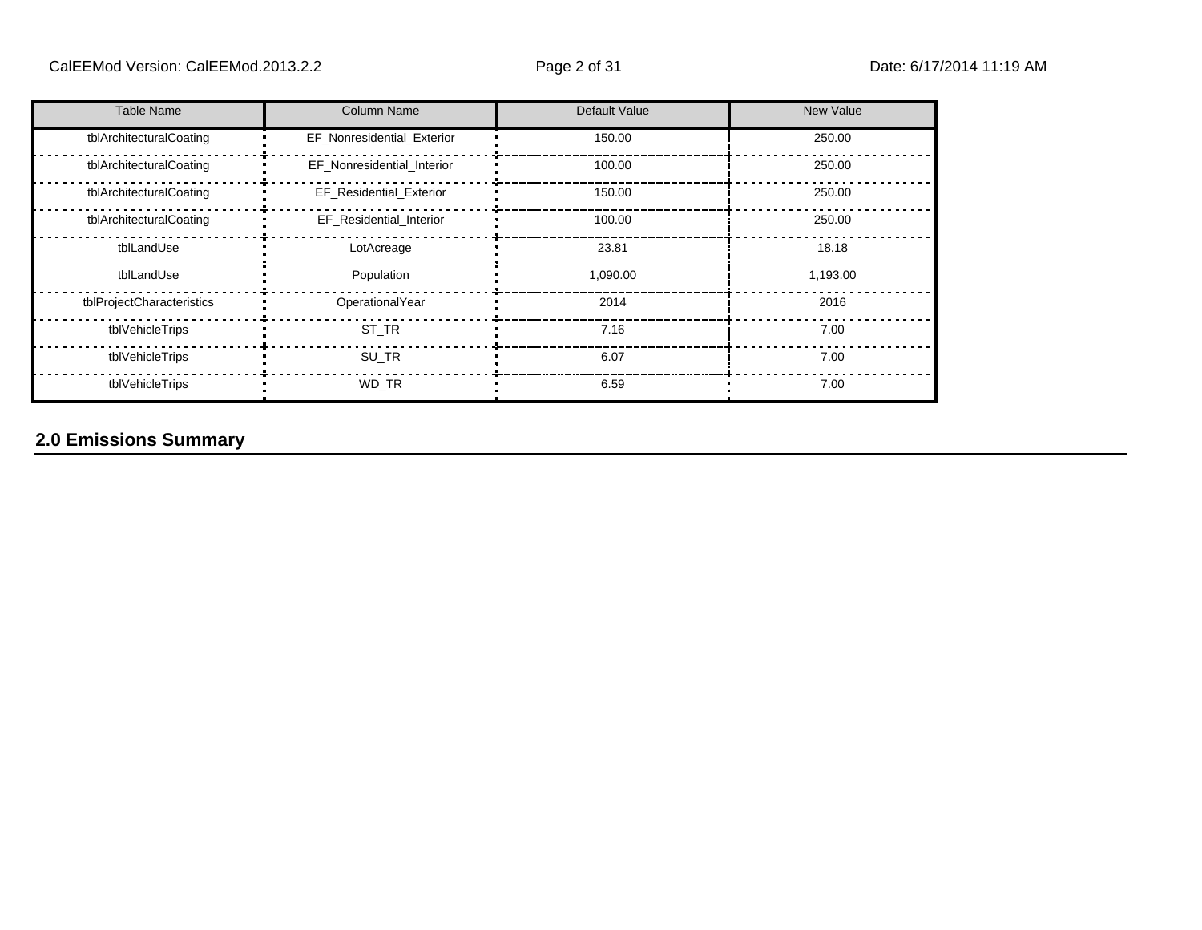| Table Name | Column Name | Default Value | New Value |
|---|---|---|---|
| tblArchitecturalCoating | EF_Nonresidential_Exterior | 150.00 | 250.00 |
| tblArchitecturalCoating | EF_Nonresidential_Interior | 100.00 | 250.00 |
| tblArchitecturalCoating | EF_Residential_Exterior | 150.00 | 250.00 |
| tblArchitecturalCoating | EF_Residential_Interior | 100.00 | 250.00 |
| tblLandUse | LotAcreage | 23.81 | 18.18 |
| tblLandUse | Population | 1,090.00 | 1,193.00 |
| tblProjectCharacteristics | OperationalYear | 2014 | 2016 |
| tblVehicleTrips | ST_TR | 7.16 | 7.00 |
| tblVehicleTrips | SU_TR | 6.07 | 7.00 |
| tblVehicleTrips | WD_TR | 6.59 | 7.00 |

## 2.0 Emissions Summary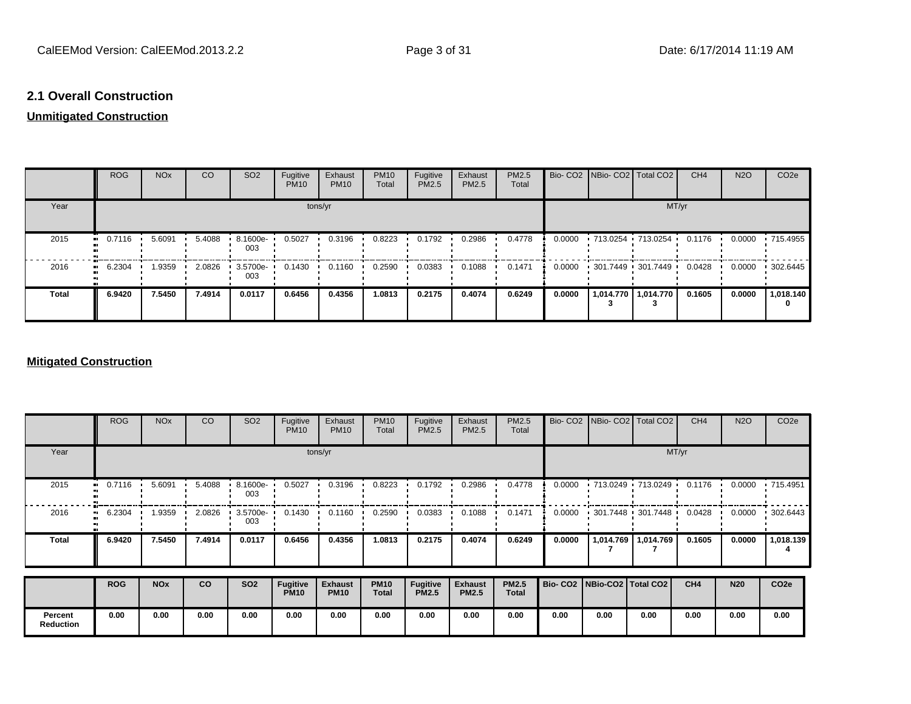## 2.1 Overall Construction

**Unmitigated Construction**

| | ROG | NOx | CO | SO2 | Fugitive PM10 | Exhaust PM10 | PM10 Total | Fugitive PM2.5 | Exhaust PM2.5 | PM2.5 Total | Bio- CO2 | NBio- CO2 | Total CO2 | CH4 | N2O | CO2e |
|---|---|---|---|---|---|---|---|---|---|---|---|---|---|---|---|---|
| Year | tons/yr | | | | | | | | | | MT/yr | | | | | |
| 2015 | 0.7116 | 5.6091 | 5.4088 | 8.1600e-003 | 0.5027 | 0.3196 | 0.8223 | 0.1792 | 0.2986 | 0.4778 | 0.0000 | 713.0254 | 713.0254 | 0.1176 | 0.0000 | 715.4955 |
| 2016 | 6.2304 | 1.9359 | 2.0826 | 3.5700e-003 | 0.1430 | 0.1160 | 0.2590 | 0.0383 | 0.1088 | 0.1471 | 0.0000 | 301.7449 | 301.7449 | 0.0428 | 0.0000 | 302.6445 |
| **Total** | **6.9420** | **7.5450** | **7.4914** | **0.0117** | **0.6456** | **0.4356** | **1.0813** | **0.2175** | **0.4074** | **0.6249** | **0.0000** | **1,014.7703** | **1,014.7703** | **0.1605** | **0.0000** | **1,018.1400** |

**Mitigated Construction**

| | ROG | NOx | CO | SO2 | Fugitive PM10 | Exhaust PM10 | PM10 Total | Fugitive PM2.5 | Exhaust PM2.5 | PM2.5 Total | Bio- CO2 | NBio- CO2 | Total CO2 | CH4 | N2O | CO2e |
|---|---|---|---|---|---|---|---|---|---|---|---|---|---|---|---|---|
| Year | tons/yr | | | | | | | | | | MT/yr | | | | | |
| 2015 | 0.7116 | 5.6091 | 5.4088 | 8.1600e-003 | 0.5027 | 0.3196 | 0.8223 | 0.1792 | 0.2986 | 0.4778 | 0.0000 | 713.0249 | 713.0249 | 0.1176 | 0.0000 | 715.4951 |
| 2016 | 6.2304 | 1.9359 | 2.0826 | 3.5700e-003 | 0.1430 | 0.1160 | 0.2590 | 0.0383 | 0.1088 | 0.1471 | 0.0000 | 301.7448 | 301.7448 | 0.0428 | 0.0000 | 302.6443 |
| **Total** | **6.9420** | **7.5450** | **7.4914** | **0.0117** | **0.6456** | **0.4356** | **1.0813** | **0.2175** | **0.4074** | **0.6249** | **0.0000** | **1,014.7697** | **1,014.7697** | **0.1605** | **0.0000** | **1,018.1394** |

| | **ROG** | **NOx** | **CO** | **SO2** | **Fugitive PM10** | **Exhaust PM10** | **PM10 Total** | **Fugitive PM2.5** | **Exhaust PM2.5** | **PM2.5 Total** | **Bio- CO2** | **NBio-CO2** | **Total CO2** | **CH4** | **N20** | **CO2e** |
|---|---|---|---|---|---|---|---|---|---|---|---|---|---|---|---|---|
| **Percent Reduction** | **0.00** | **0.00** | **0.00** | **0.00** | **0.00** | **0.00** | **0.00** | **0.00** | **0.00** | **0.00** | **0.00** | **0.00** | **0.00** | **0.00** | **0.00** | **0.00** |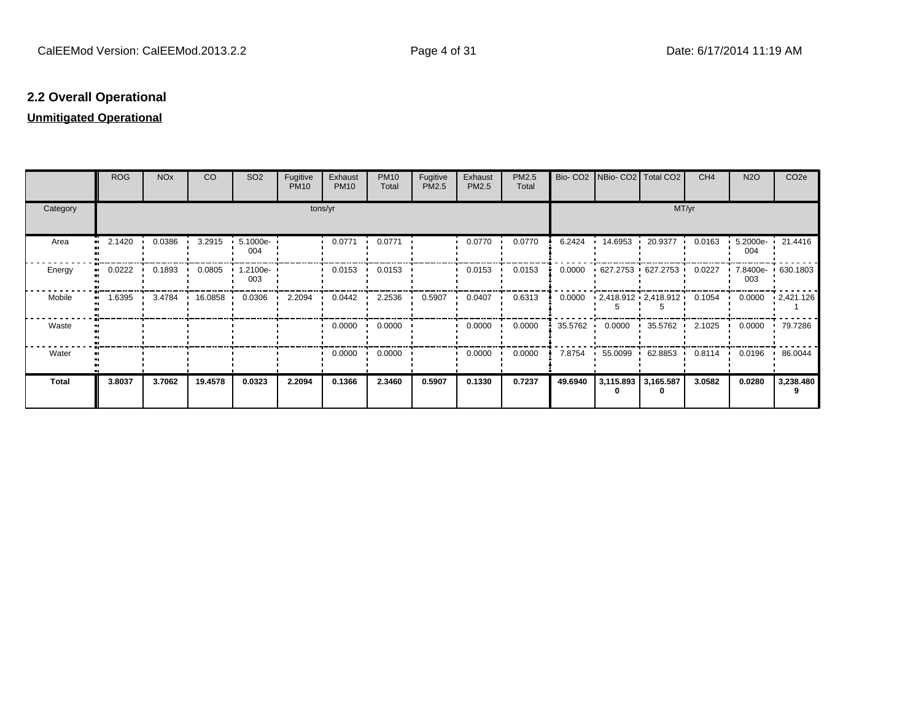## 2.2 Overall Operational

**Unmitigated Operational**

| | ROG | NOx | CO | SO2 | Fugitive PM10 | Exhaust PM10 | PM10 Total | Fugitive PM2.5 | Exhaust PM2.5 | PM2.5 Total | Bio- CO2 | NBio- CO2 | Total CO2 | CH4 | N2O | CO2e |
|---|---|---|---|---|---|---|---|---|---|---|---|---|---|---|---|---|
| Category | tons/yr | | | | | | | | | | MT/yr | | | | | |
| Area | 2.1420 | 0.0386 | 3.2915 | 5.1000e-004 | | 0.0771 | 0.0771 | | 0.0770 | 0.0770 | 6.2424 | 14.6953 | 20.9377 | 0.0163 | 5.2000e-004 | 21.4416 |
| Energy | 0.0222 | 0.1893 | 0.0805 | 1.2100e-003 | | 0.0153 | 0.0153 | | 0.0153 | 0.0153 | 0.0000 | 627.2753 | 627.2753 | 0.0227 | 7.8400e-003 | 630.1803 |
| Mobile | 1.6395 | 3.4784 | 16.0858 | 0.0306 | 2.2094 | 0.0442 | 2.2536 | 0.5907 | 0.0407 | 0.6313 | 0.0000 | 2,418.9125 | 2,418.9125 | 0.1054 | 0.0000 | 2,421.1261 |
| Waste | | | | | | 0.0000 | 0.0000 | | 0.0000 | 0.0000 | 35.5762 | 0.0000 | 35.5762 | 2.1025 | 0.0000 | 79.7286 |
| Water | | | | | | 0.0000 | 0.0000 | | 0.0000 | 0.0000 | 7.8754 | 55.0099 | 62.8853 | 0.8114 | 0.0196 | 86.0044 |
| **Total** | **3.8037** | **3.7062** | **19.4578** | **0.0323** | **2.2094** | **0.1366** | **2.3460** | **0.5907** | **0.1330** | **0.7237** | **49.6940** | **3,115.8930** | **3,165.5870** | **3.0582** | **0.0280** | **3,238.4809** |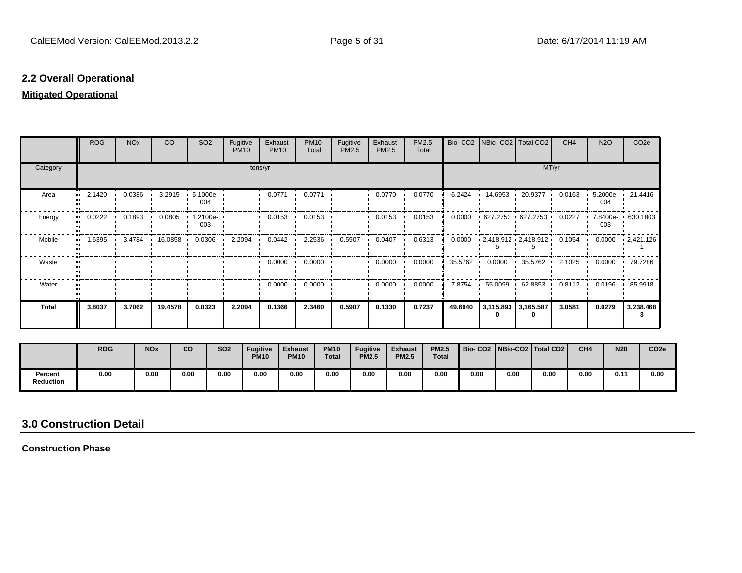## 2.2 Overall Operational

**Mitigated Operational**

| | ROG | NOx | CO | SO2 | Fugitive PM10 | Exhaust PM10 | PM10 Total | Fugitive PM2.5 | Exhaust PM2.5 | PM2.5 Total | Bio- CO2 | NBio- CO2 | Total CO2 | CH4 | N2O | CO2e |
|---|---|---|---|---|---|---|---|---|---|---|---|---|---|---|---|---|
| Category | tons/yr | | | | | | | | | | MT/yr | | | | | |
| Area | 2.1420 | 0.0386 | 3.2915 | 5.1000e-004 | | 0.0771 | 0.0771 | | 0.0770 | 0.0770 | 6.2424 | 14.6953 | 20.9377 | 0.0163 | 5.2000e-004 | 21.4416 |
| Energy | 0.0222 | 0.1893 | 0.0805 | 1.2100e-003 | | 0.0153 | 0.0153 | | 0.0153 | 0.0153 | 0.0000 | 627.2753 | 627.2753 | 0.0227 | 7.8400e-003 | 630.1803 |
| Mobile | 1.6395 | 3.4784 | 16.0858 | 0.0306 | 2.2094 | 0.0442 | 2.2536 | 0.5907 | 0.0407 | 0.6313 | 0.0000 | 2,418.9125 | 2,418.9125 | 0.1054 | 0.0000 | 2,421.1261 |
| Waste | | | | | | 0.0000 | 0.0000 | | 0.0000 | 0.0000 | 35.5762 | 0.0000 | 35.5762 | 2.1025 | 0.0000 | 79.7286 |
| Water | | | | | | 0.0000 | 0.0000 | | 0.0000 | 0.0000 | 7.8754 | 55.0099 | 62.8853 | 0.8112 | 0.0196 | 85.9918 |
| **Total** | **3.8037** | **3.7062** | **19.4578** | **0.0323** | **2.2094** | **0.1366** | **2.3460** | **0.5907** | **0.1330** | **0.7237** | **49.6940** | **3,115.8930** | **3,165.5870** | **3.0581** | **0.0279** | **3,238.4683** |

| | ROG | NOx | CO | SO2 | Fugitive PM10 | Exhaust PM10 | PM10 Total | Fugitive PM2.5 | Exhaust PM2.5 | PM2.5 Total | Bio- CO2 | NBio-CO2 | Total CO2 | CH4 | N20 | CO2e |
|---|---|---|---|---|---|---|---|---|---|---|---|---|---|---|---|---|
| **Percent Reduction** | 0.00 | 0.00 | 0.00 | 0.00 | 0.00 | 0.00 | 0.00 | 0.00 | 0.00 | 0.00 | 0.00 | 0.00 | 0.00 | 0.00 | 0.11 | 0.00 |

## 3.0 Construction Detail

**Construction Phase**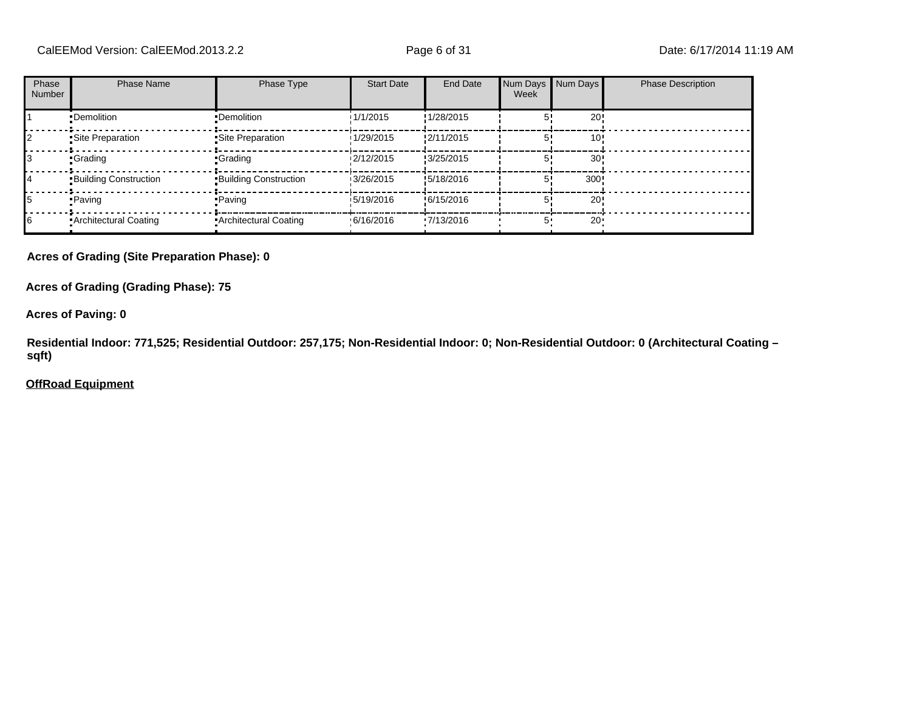| Phase Number | Phase Name | Phase Type | Start Date | End Date | Num Days Week | Num Days | Phase Description |
| --- | --- | --- | --- | --- | --- | --- | --- |
| 1 | Demolition | Demolition | 1/1/2015 | 1/28/2015 | 5 | 20 | |
| 2 | Site Preparation | Site Preparation | 1/29/2015 | 2/11/2015 | 5 | 10 | |
| 3 | Grading | Grading | 2/12/2015 | 3/25/2015 | 5 | 30 | |
| 4 | Building Construction | Building Construction | 3/26/2015 | 5/18/2016 | 5 | 300 | |
| 5 | Paving | Paving | 5/19/2016 | 6/15/2016 | 5 | 20 | |
| 6 | Architectural Coating | Architectural Coating | 6/16/2016 | 7/13/2016 | 5 | 20 | |

**Acres of Grading (Site Preparation Phase): 0**

**Acres of Grading (Grading Phase): 75**

**Acres of Paving: 0**

**Residential Indoor: 771,525; Residential Outdoor: 257,175; Non-Residential Indoor: 0; Non-Residential Outdoor: 0 (Architectural Coating – sqft)**

**OffRoad Equipment**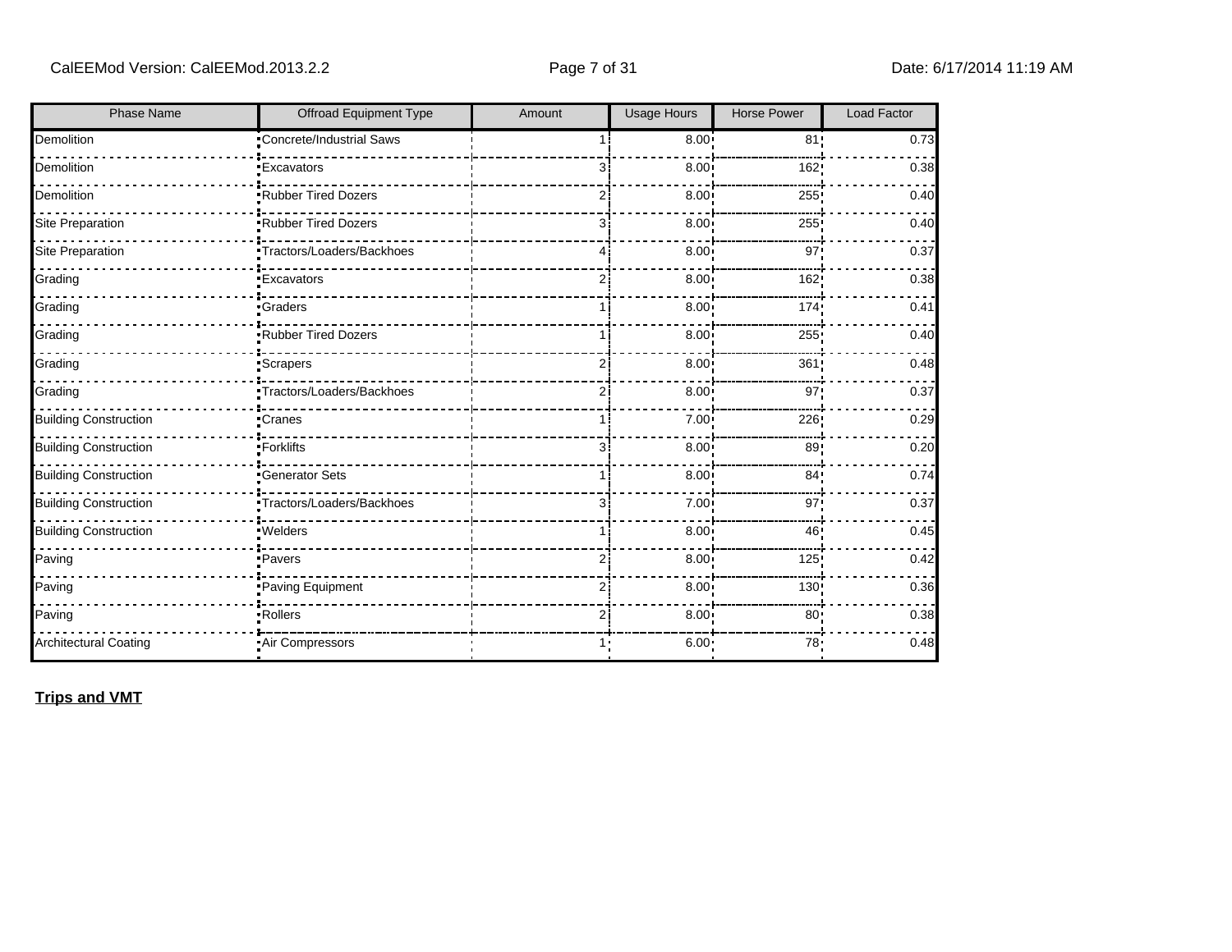| Phase Name | Offroad Equipment Type | Amount | Usage Hours | Horse Power | Load Factor |
|---|---|---|---|---|---|
| Demolition | Concrete/Industrial Saws | 1 | 8.00 | 81 | 0.73 |
| Demolition | Excavators | 3 | 8.00 | 162 | 0.38 |
| Demolition | Rubber Tired Dozers | 2 | 8.00 | 255 | 0.40 |
| Site Preparation | Rubber Tired Dozers | 3 | 8.00 | 255 | 0.40 |
| Site Preparation | Tractors/Loaders/Backhoes | 4 | 8.00 | 97 | 0.37 |
| Grading | Excavators | 2 | 8.00 | 162 | 0.38 |
| Grading | Graders | 1 | 8.00 | 174 | 0.41 |
| Grading | Rubber Tired Dozers | 1 | 8.00 | 255 | 0.40 |
| Grading | Scrapers | 2 | 8.00 | 361 | 0.48 |
| Grading | Tractors/Loaders/Backhoes | 2 | 8.00 | 97 | 0.37 |
| Building Construction | Cranes | 1 | 7.00 | 226 | 0.29 |
| Building Construction | Forklifts | 3 | 8.00 | 89 | 0.20 |
| Building Construction | Generator Sets | 1 | 8.00 | 84 | 0.74 |
| Building Construction | Tractors/Loaders/Backhoes | 3 | 7.00 | 97 | 0.37 |
| Building Construction | Welders | 1 | 8.00 | 46 | 0.45 |
| Paving | Pavers | 2 | 8.00 | 125 | 0.42 |
| Paving | Paving Equipment | 2 | 8.00 | 130 | 0.36 |
| Paving | Rollers | 2 | 8.00 | 80 | 0.38 |
| Architectural Coating | Air Compressors | 1 | 6.00 | 78 | 0.48 |

**Trips and VMT**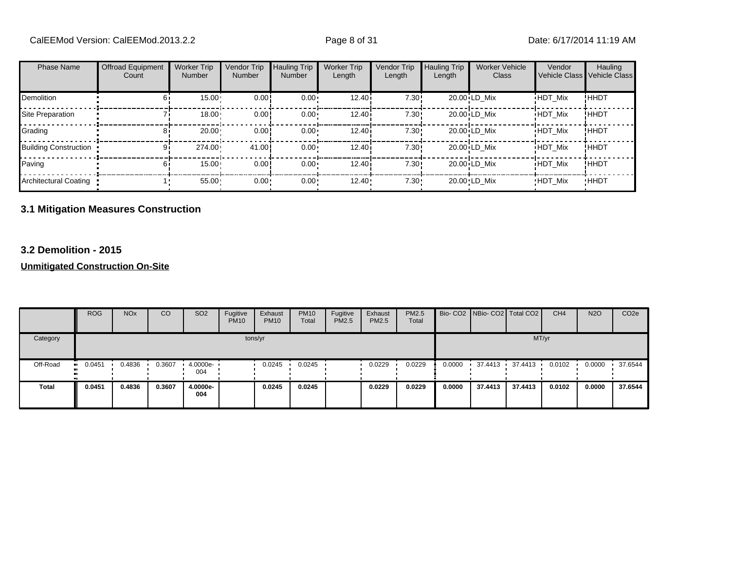| Phase Name | Offroad Equipment Count | Worker Trip Number | Vendor Trip Number | Hauling Trip Number | Worker Trip Length | Vendor Trip Length | Hauling Trip Length | Worker Vehicle Class | Vendor Vehicle Class | Hauling Vehicle Class |
|---|---|---|---|---|---|---|---|---|---|---|
| Demolition | 6 | 15.00 | 0.00 | 0.00 | 12.40 | 7.30 | 20.00 | LD_Mix | HDT_Mix | HHDT |
| Site Preparation | 7 | 18.00 | 0.00 | 0.00 | 12.40 | 7.30 | 20.00 | LD_Mix | HDT_Mix | HHDT |
| Grading | 8 | 20.00 | 0.00 | 0.00 | 12.40 | 7.30 | 20.00 | LD_Mix | HDT_Mix | HHDT |
| Building Construction | 9 | 274.00 | 41.00 | 0.00 | 12.40 | 7.30 | 20.00 | LD_Mix | HDT_Mix | HHDT |
| Paving | 6 | 15.00 | 0.00 | 0.00 | 12.40 | 7.30 | 20.00 | LD_Mix | HDT_Mix | HHDT |
| Architectural Coating | 1 | 55.00 | 0.00 | 0.00 | 12.40 | 7.30 | 20.00 | LD_Mix | HDT_Mix | HHDT |

## 3.1 Mitigation Measures Construction

## 3.2 Demolition - 2015

**Unmitigated Construction On-Site**

| | ROG | NOx | CO | SO2 | Fugitive PM10 | Exhaust PM10 | PM10 Total | Fugitive PM2.5 | Exhaust PM2.5 | PM2.5 Total | Bio- CO2 | NBio- CO2 | Total CO2 | CH4 | N2O | CO2e |
|---|---|---|---|---|---|---|---|---|---|---|---|---|---|---|---|---|
| Category | tons/yr | | | | | | | | | | MT/yr | | | | | |
| Off-Road | 0.0451 | 0.4836 | 0.3607 | 4.0000e-004 | | 0.0245 | 0.0245 | | 0.0229 | 0.0229 | 0.0000 | 37.4413 | 37.4413 | 0.0102 | 0.0000 | 37.6544 |
| **Total** | **0.0451** | **0.4836** | **0.3607** | **4.0000e-004** | | **0.0245** | **0.0245** | | **0.0229** | **0.0229** | **0.0000** | **37.4413** | **37.4413** | **0.0102** | **0.0000** | **37.6544** |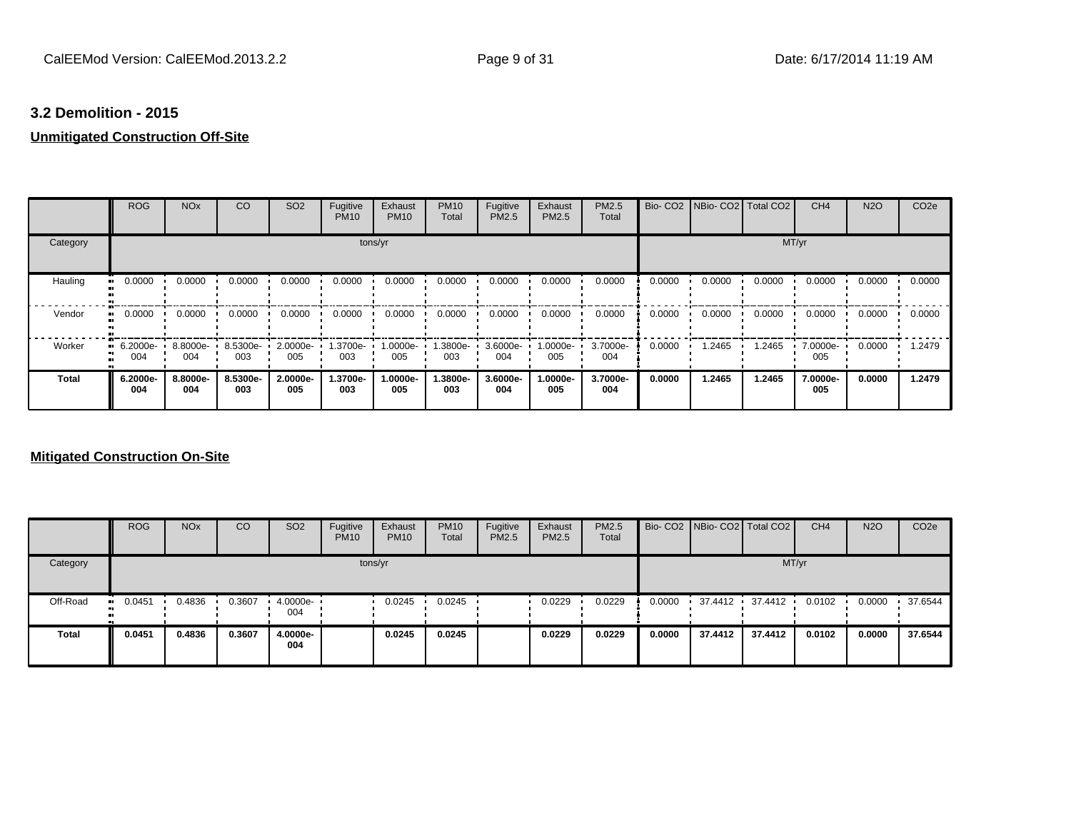### 3.2 Demolition - 2015

**Unmitigated Construction Off-Site**

| | ROG | NOx | CO | SO2 | Fugitive PM10 | Exhaust PM10 | PM10 Total | Fugitive PM2.5 | Exhaust PM2.5 | PM2.5 Total | Bio- CO2 | NBio- CO2 | Total CO2 | CH4 | N2O | CO2e |
|---|---|---|---|---|---|---|---|---|---|---|---|---|---|---|---|---|
| Category | tons/yr | | | | | | | | | | MT/yr | | | | | |
| Hauling | 0.0000 | 0.0000 | 0.0000 | 0.0000 | 0.0000 | 0.0000 | 0.0000 | 0.0000 | 0.0000 | 0.0000 | 0.0000 | 0.0000 | 0.0000 | 0.0000 | 0.0000 | 0.0000 |
| Vendor | 0.0000 | 0.0000 | 0.0000 | 0.0000 | 0.0000 | 0.0000 | 0.0000 | 0.0000 | 0.0000 | 0.0000 | 0.0000 | 0.0000 | 0.0000 | 0.0000 | 0.0000 | 0.0000 |
| Worker | 6.2000e-004 | 8.8000e-004 | 8.5300e-003 | 2.0000e-005 | 1.3700e-003 | 1.0000e-005 | 1.3800e-003 | 3.6000e-004 | 1.0000e-005 | 3.7000e-004 | 0.0000 | 1.2465 | 1.2465 | 7.0000e-005 | 0.0000 | 1.2479 |
| **Total** | **6.2000e-004** | **8.8000e-004** | **8.5300e-003** | **2.0000e-005** | **1.3700e-003** | **1.0000e-005** | **1.3800e-003** | **3.6000e-004** | **1.0000e-005** | **3.7000e-004** | **0.0000** | **1.2465** | **1.2465** | **7.0000e-005** | **0.0000** | **1.2479** |

**Mitigated Construction On-Site**

| | ROG | NOx | CO | SO2 | Fugitive PM10 | Exhaust PM10 | PM10 Total | Fugitive PM2.5 | Exhaust PM2.5 | PM2.5 Total | Bio- CO2 | NBio- CO2 | Total CO2 | CH4 | N2O | CO2e |
|---|---|---|---|---|---|---|---|---|---|---|---|---|---|---|---|---|
| Category | tons/yr | | | | | | | | | | MT/yr | | | | | |
| Off-Road | 0.0451 | 0.4836 | 0.3607 | 4.0000e-004 | | 0.0245 | 0.0245 | | 0.0229 | 0.0229 | 0.0000 | 37.4412 | 37.4412 | 0.0102 | 0.0000 | 37.6544 |
| **Total** | **0.0451** | **0.4836** | **0.3607** | **4.0000e-004** | | **0.0245** | **0.0245** | | **0.0229** | **0.0229** | **0.0000** | **37.4412** | **37.4412** | **0.0102** | **0.0000** | **37.6544** |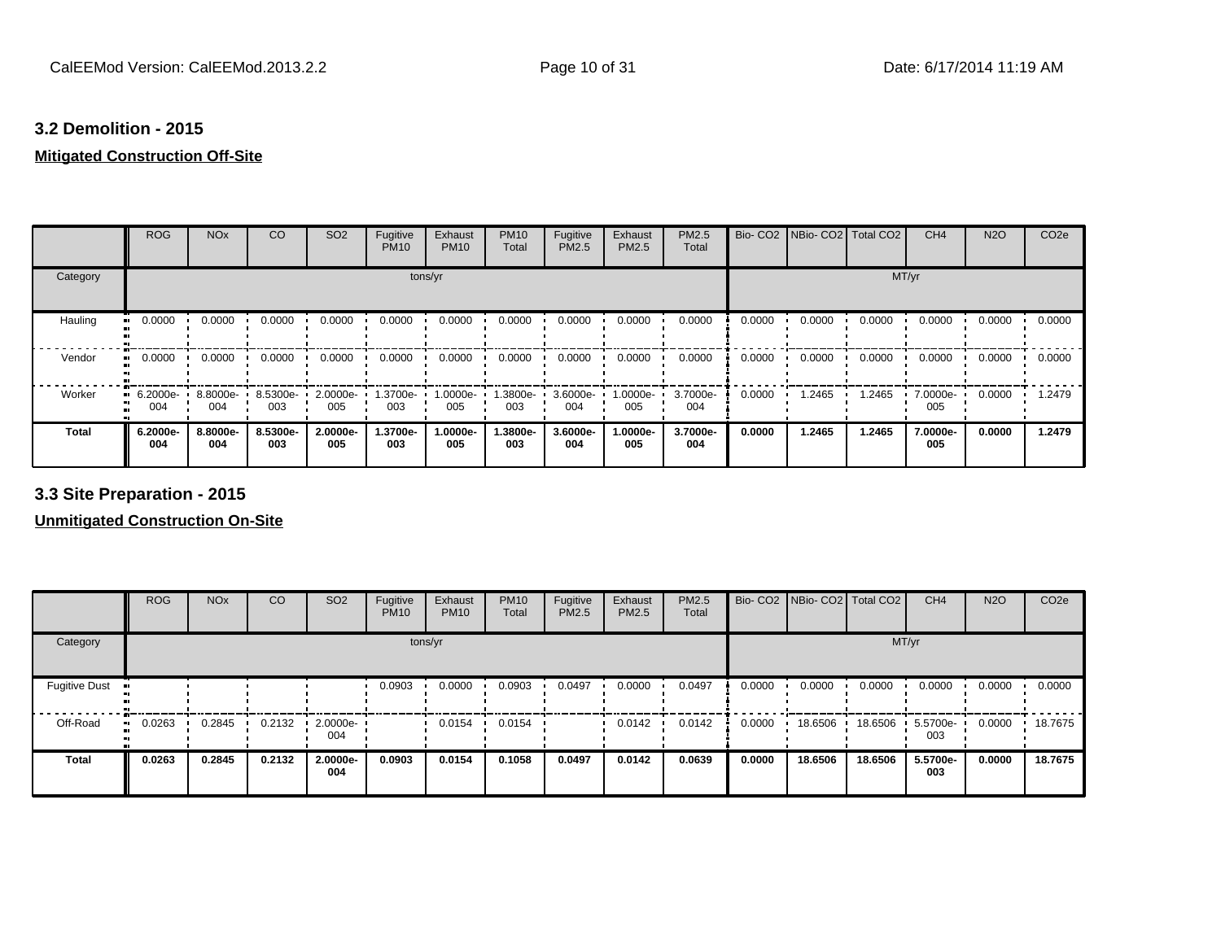## 3.2 Demolition - 2015

**Mitigated Construction Off-Site**

| | ROG | NOx | CO | SO2 | Fugitive PM10 | Exhaust PM10 | PM10 Total | Fugitive PM2.5 | Exhaust PM2.5 | PM2.5 Total | Bio- CO2 | NBio- CO2 | Total CO2 | CH4 | N2O | CO2e |
|---|---|---|---|---|---|---|---|---|---|---|---|---|---|---|---|---|
| Category | | | | | | tons/yr | | | | | | | | MT/yr | | |
| Hauling | 0.0000 | 0.0000 | 0.0000 | 0.0000 | 0.0000 | 0.0000 | 0.0000 | 0.0000 | 0.0000 | 0.0000 | 0.0000 | 0.0000 | 0.0000 | 0.0000 | 0.0000 | 0.0000 |
| Vendor | 0.0000 | 0.0000 | 0.0000 | 0.0000 | 0.0000 | 0.0000 | 0.0000 | 0.0000 | 0.0000 | 0.0000 | 0.0000 | 0.0000 | 0.0000 | 0.0000 | 0.0000 | 0.0000 |
| Worker | 6.2000e-004 | 8.8000e-004 | 8.5300e-003 | 2.0000e-005 | 1.3700e-003 | 1.0000e-005 | 1.3800e-003 | 3.6000e-004 | 1.0000e-005 | 3.7000e-004 | 0.0000 | 1.2465 | 1.2465 | 7.0000e-005 | 0.0000 | 1.2479 |
| **Total** | **6.2000e-004** | **8.8000e-004** | **8.5300e-003** | **2.0000e-005** | **1.3700e-003** | **1.0000e-005** | **1.3800e-003** | **3.6000e-004** | **1.0000e-005** | **3.7000e-004** | **0.0000** | **1.2465** | **1.2465** | **7.0000e-005** | **0.0000** | **1.2479** |

## 3.3 Site Preparation - 2015

**Unmitigated Construction On-Site**

| | ROG | NOx | CO | SO2 | Fugitive PM10 | Exhaust PM10 | PM10 Total | Fugitive PM2.5 | Exhaust PM2.5 | PM2.5 Total | Bio- CO2 | NBio- CO2 | Total CO2 | CH4 | N2O | CO2e |
|---|---|---|---|---|---|---|---|---|---|---|---|---|---|---|---|---|
| Category | | | | | | tons/yr | | | | | | | | MT/yr | | |
| Fugitive Dust | | | | | 0.0903 | 0.0000 | 0.0903 | 0.0497 | 0.0000 | 0.0497 | 0.0000 | 0.0000 | 0.0000 | 0.0000 | 0.0000 | 0.0000 |
| Off-Road | 0.0263 | 0.2845 | 0.2132 | 2.0000e-004 | | 0.0154 | 0.0154 | | 0.0142 | 0.0142 | 0.0000 | 18.6506 | 18.6506 | 5.5700e-003 | 0.0000 | 18.7675 |
| **Total** | **0.0263** | **0.2845** | **0.2132** | **2.0000e-004** | **0.0903** | **0.0154** | **0.1058** | **0.0497** | **0.0142** | **0.0639** | **0.0000** | **18.6506** | **18.6506** | **5.5700e-003** | **0.0000** | **18.7675** |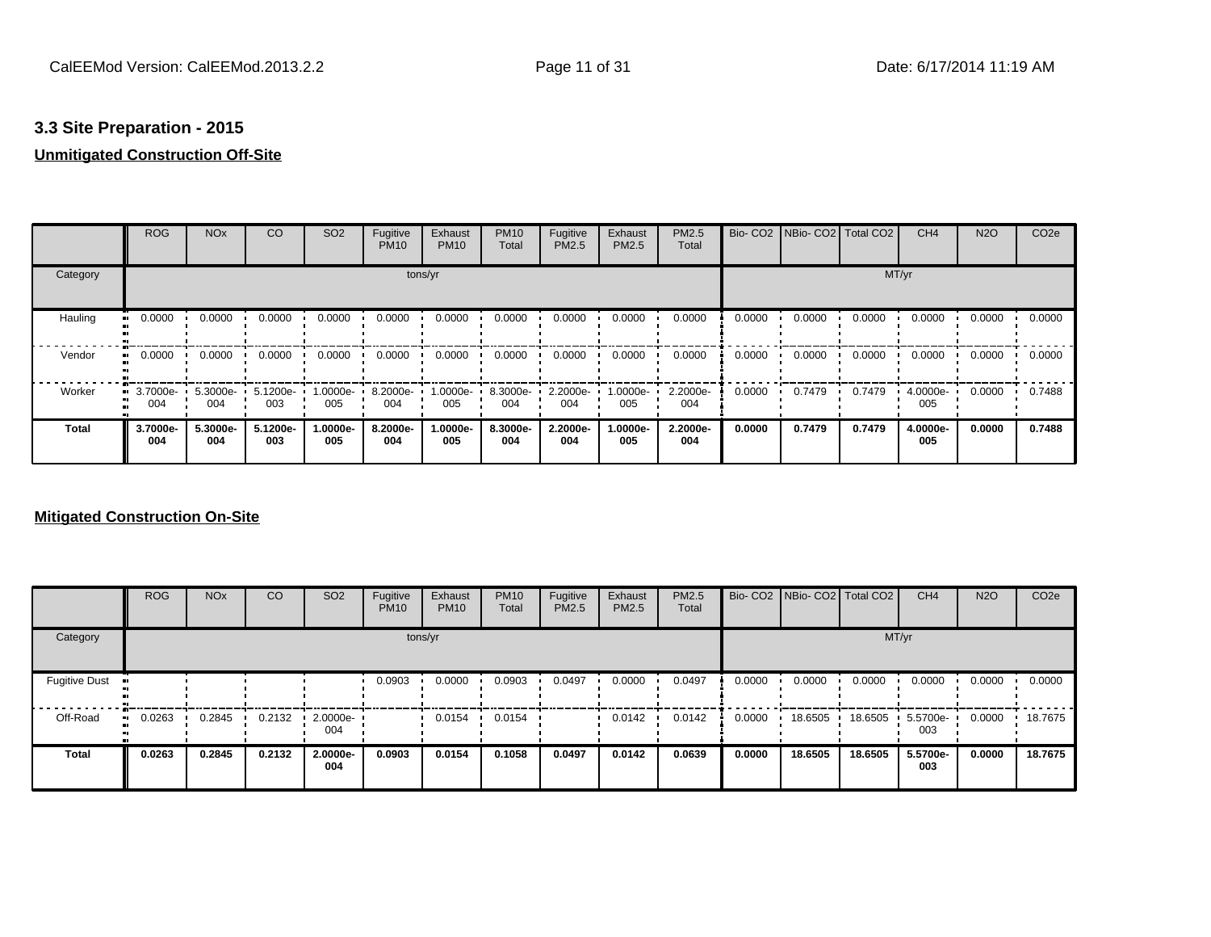## 3.3 Site Preparation - 2015

**Unmitigated Construction Off-Site**

| | ROG | NOx | CO | SO2 | Fugitive PM10 | Exhaust PM10 | PM10 Total | Fugitive PM2.5 | Exhaust PM2.5 | PM2.5 Total | Bio- CO2 | NBio- CO2 | Total CO2 | CH4 | N2O | CO2e |
|---|---|---|---|---|---|---|---|---|---|---|---|---|---|---|---|---|
| Category | tons/yr | | | | | | | | | | MT/yr | | | | | |
| Hauling | 0.0000 | 0.0000 | 0.0000 | 0.0000 | 0.0000 | 0.0000 | 0.0000 | 0.0000 | 0.0000 | 0.0000 | 0.0000 | 0.0000 | 0.0000 | 0.0000 | 0.0000 | 0.0000 |
| Vendor | 0.0000 | 0.0000 | 0.0000 | 0.0000 | 0.0000 | 0.0000 | 0.0000 | 0.0000 | 0.0000 | 0.0000 | 0.0000 | 0.0000 | 0.0000 | 0.0000 | 0.0000 | 0.0000 |
| Worker | 3.7000e-004 | 5.3000e-004 | 5.1200e-003 | 1.0000e-005 | 8.2000e-004 | 1.0000e-005 | 8.3000e-004 | 2.2000e-004 | 1.0000e-005 | 2.2000e-004 | 0.0000 | 0.7479 | 0.7479 | 4.0000e-005 | 0.0000 | 0.7488 |
| **Total** | **3.7000e-004** | **5.3000e-004** | **5.1200e-003** | **1.0000e-005** | **8.2000e-004** | **1.0000e-005** | **8.3000e-004** | **2.2000e-004** | **1.0000e-005** | **2.2000e-004** | **0.0000** | **0.7479** | **0.7479** | **4.0000e-005** | **0.0000** | **0.7488** |

**Mitigated Construction On-Site**

| | ROG | NOx | CO | SO2 | Fugitive PM10 | Exhaust PM10 | PM10 Total | Fugitive PM2.5 | Exhaust PM2.5 | PM2.5 Total | Bio- CO2 | NBio- CO2 | Total CO2 | CH4 | N2O | CO2e |
|---|---|---|---|---|---|---|---|---|---|---|---|---|---|---|---|---|
| Category | tons/yr | | | | | | | | | | MT/yr | | | | | |
| Fugitive Dust | | | | | 0.0903 | 0.0000 | 0.0903 | 0.0497 | 0.0000 | 0.0497 | 0.0000 | 0.0000 | 0.0000 | 0.0000 | 0.0000 | 0.0000 |
| Off-Road | 0.0263 | 0.2845 | 0.2132 | 2.0000e-004 | | 0.0154 | 0.0154 | | 0.0142 | 0.0142 | 0.0000 | 18.6505 | 18.6505 | 5.5700e-003 | 0.0000 | 18.7675 |
| **Total** | **0.0263** | **0.2845** | **0.2132** | **2.0000e-004** | **0.0903** | **0.0154** | **0.1058** | **0.0497** | **0.0142** | **0.0639** | **0.0000** | **18.6505** | **18.6505** | **5.5700e-003** | **0.0000** | **18.7675** |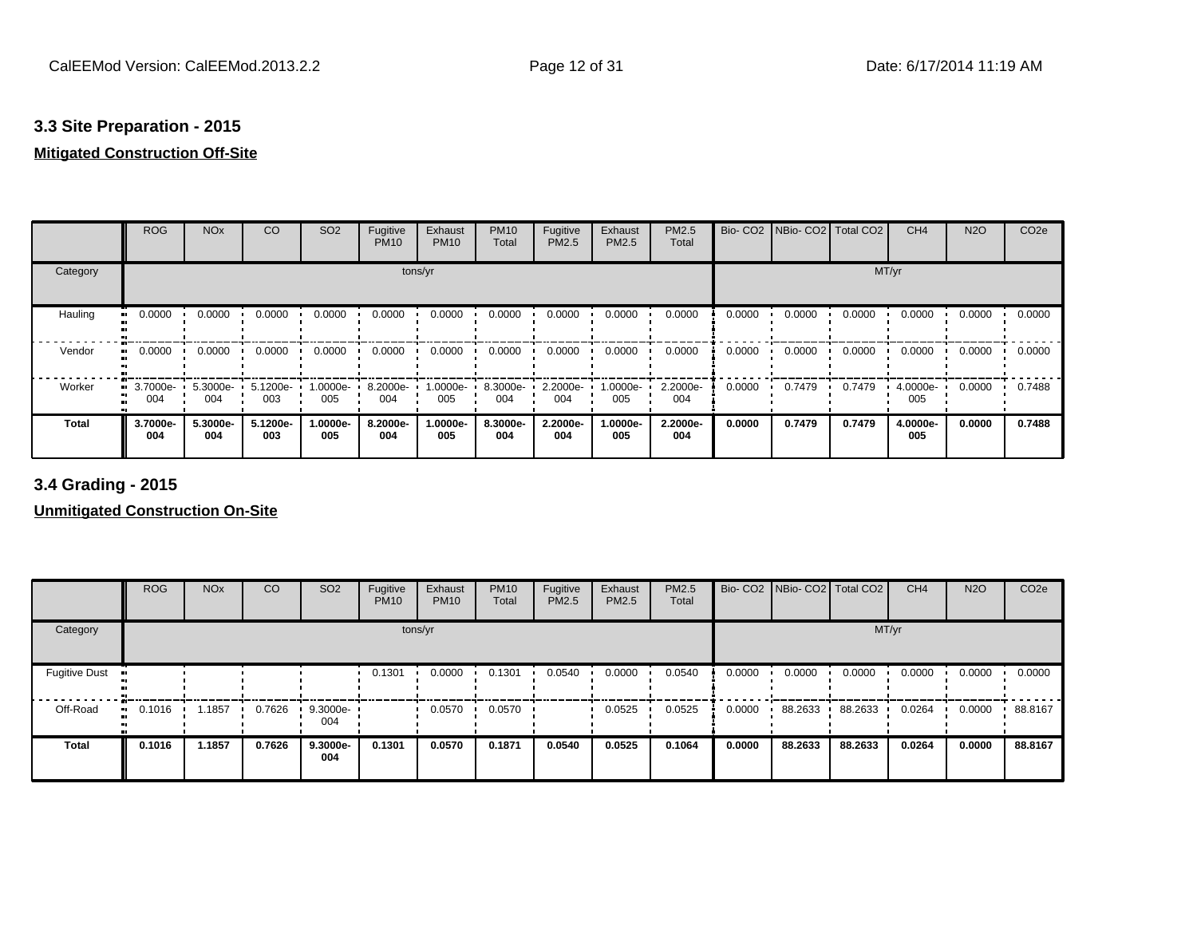### 3.3 Site Preparation - 2015

**Mitigated Construction Off-Site**

| | ROG | NOx | CO | SO2 | Fugitive PM10 | Exhaust PM10 | PM10 Total | Fugitive PM2.5 | Exhaust PM2.5 | PM2.5 Total | Bio- CO2 | NBio- CO2 | Total CO2 | CH4 | N2O | CO2e |
|---|---|---|---|---|---|---|---|---|---|---|---|---|---|---|---|---|
| Category | tons/yr | | | | | | | | | | MT/yr | | | | | |
| Hauling | 0.0000 | 0.0000 | 0.0000 | 0.0000 | 0.0000 | 0.0000 | 0.0000 | 0.0000 | 0.0000 | 0.0000 | 0.0000 | 0.0000 | 0.0000 | 0.0000 | 0.0000 | 0.0000 |
| Vendor | 0.0000 | 0.0000 | 0.0000 | 0.0000 | 0.0000 | 0.0000 | 0.0000 | 0.0000 | 0.0000 | 0.0000 | 0.0000 | 0.0000 | 0.0000 | 0.0000 | 0.0000 | 0.0000 |
| Worker | 3.7000e-004 | 5.3000e-004 | 5.1200e-003 | 1.0000e-005 | 8.2000e-004 | 1.0000e-005 | 8.3000e-004 | 2.2000e-004 | 1.0000e-005 | 2.2000e-004 | 0.0000 | 0.7479 | 0.7479 | 4.0000e-005 | 0.0000 | 0.7488 |
| **Total** | **3.7000e-004** | **5.3000e-004** | **5.1200e-003** | **1.0000e-005** | **8.2000e-004** | **1.0000e-005** | **8.3000e-004** | **2.2000e-004** | **1.0000e-005** | **2.2000e-004** | **0.0000** | **0.7479** | **0.7479** | **4.0000e-005** | **0.0000** | **0.7488** |

### 3.4 Grading - 2015

**Unmitigated Construction On-Site**

| | ROG | NOx | CO | SO2 | Fugitive PM10 | Exhaust PM10 | PM10 Total | Fugitive PM2.5 | Exhaust PM2.5 | PM2.5 Total | Bio- CO2 | NBio- CO2 | Total CO2 | CH4 | N2O | CO2e |
|---|---|---|---|---|---|---|---|---|---|---|---|---|---|---|---|---|
| Category | tons/yr | | | | | | | | | | MT/yr | | | | | |
| Fugitive Dust | | | | | 0.1301 | 0.0000 | 0.1301 | 0.0540 | 0.0000 | 0.0540 | 0.0000 | 0.0000 | 0.0000 | 0.0000 | 0.0000 | 0.0000 |
| Off-Road | 0.1016 | 1.1857 | 0.7626 | 9.3000e-004 | | 0.0570 | 0.0570 | | 0.0525 | 0.0525 | 0.0000 | 88.2633 | 88.2633 | 0.0264 | 0.0000 | 88.8167 |
| **Total** | **0.1016** | **1.1857** | **0.7626** | **9.3000e-004** | **0.1301** | **0.0570** | **0.1871** | **0.0540** | **0.0525** | **0.1064** | **0.0000** | **88.2633** | **88.2633** | **0.0264** | **0.0000** | **88.8167** |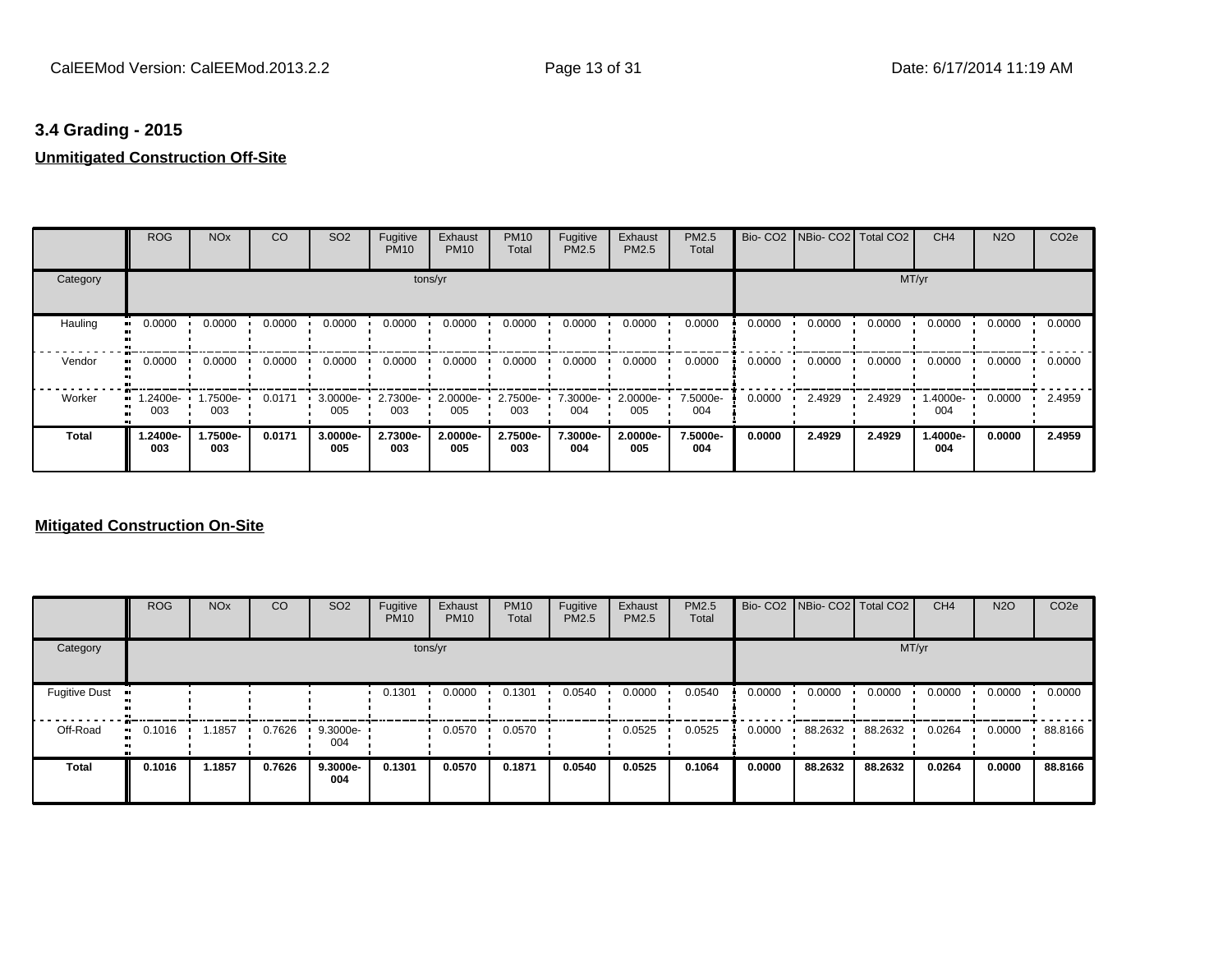### 3.4 Grading - 2015

**Unmitigated Construction Off-Site**

| | ROG | NOx | CO | SO2 | Fugitive PM10 | Exhaust PM10 | PM10 Total | Fugitive PM2.5 | Exhaust PM2.5 | PM2.5 Total | Bio- CO2 | NBio- CO2 | Total CO2 | CH4 | N2O | CO2e |
|---|---|---|---|---|---|---|---|---|---|---|---|---|---|---|---|---|
| Category | tons/yr | | | | | | | | | | MT/yr | | | | | |
| Hauling | 0.0000 | 0.0000 | 0.0000 | 0.0000 | 0.0000 | 0.0000 | 0.0000 | 0.0000 | 0.0000 | 0.0000 | 0.0000 | 0.0000 | 0.0000 | 0.0000 | 0.0000 | 0.0000 |
| Vendor | 0.0000 | 0.0000 | 0.0000 | 0.0000 | 0.0000 | 0.0000 | 0.0000 | 0.0000 | 0.0000 | 0.0000 | 0.0000 | 0.0000 | 0.0000 | 0.0000 | 0.0000 | 0.0000 |
| Worker | 1.2400e-003 | 1.7500e-003 | 0.0171 | 3.0000e-005 | 2.7300e-003 | 2.0000e-005 | 2.7500e-003 | 7.3000e-004 | 2.0000e-005 | 7.5000e-004 | 0.0000 | 2.4929 | 2.4929 | 1.4000e-004 | 0.0000 | 2.4959 |
| **Total** | **1.2400e-003** | **1.7500e-003** | **0.0171** | **3.0000e-005** | **2.7300e-003** | **2.0000e-005** | **2.7500e-003** | **7.3000e-004** | **2.0000e-005** | **7.5000e-004** | **0.0000** | **2.4929** | **2.4929** | **1.4000e-004** | **0.0000** | **2.4959** |

**Mitigated Construction On-Site**

| | ROG | NOx | CO | SO2 | Fugitive PM10 | Exhaust PM10 | PM10 Total | Fugitive PM2.5 | Exhaust PM2.5 | PM2.5 Total | Bio- CO2 | NBio- CO2 | Total CO2 | CH4 | N2O | CO2e |
|---|---|---|---|---|---|---|---|---|---|---|---|---|---|---|---|---|
| Category | tons/yr | | | | | | | | | | MT/yr | | | | | |
| Fugitive Dust | | | | | 0.1301 | 0.0000 | 0.1301 | 0.0540 | 0.0000 | 0.0540 | 0.0000 | 0.0000 | 0.0000 | 0.0000 | 0.0000 | 0.0000 |
| Off-Road | 0.1016 | 1.1857 | 0.7626 | 9.3000e-004 | | 0.0570 | 0.0570 | | 0.0525 | 0.0525 | 0.0000 | 88.2632 | 88.2632 | 0.0264 | 0.0000 | 88.8166 |
| **Total** | **0.1016** | **1.1857** | **0.7626** | **9.3000e-004** | **0.1301** | **0.0570** | **0.1871** | **0.0540** | **0.0525** | **0.1064** | **0.0000** | **88.2632** | **88.2632** | **0.0264** | **0.0000** | **88.8166** |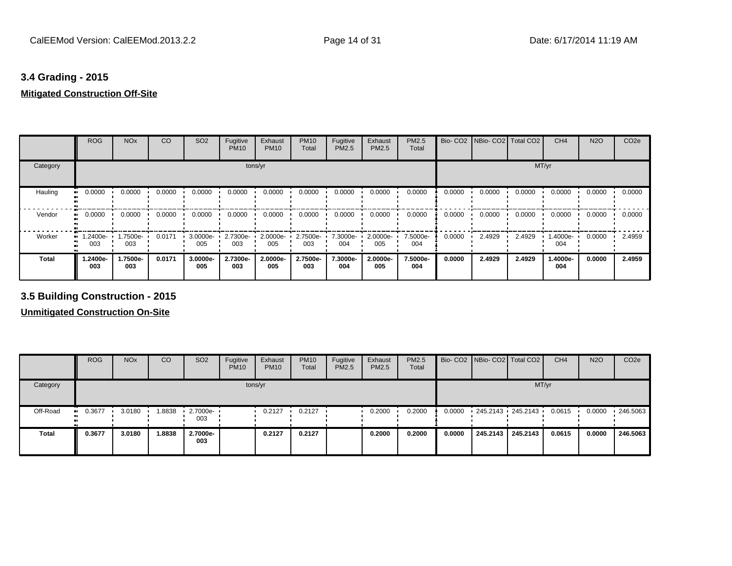### 3.4 Grading - 2015

**Mitigated Construction Off-Site**

| | ROG | NOx | CO | SO2 | Fugitive PM10 | Exhaust PM10 | PM10 Total | Fugitive PM2.5 | Exhaust PM2.5 | PM2.5 Total | Bio- CO2 | NBio- CO2 | Total CO2 | CH4 | N2O | CO2e |
|---|---|---|---|---|---|---|---|---|---|---|---|---|---|---|---|---|
| Category | | | | | tons/yr | | | | | | | | MT/yr | | | |
| Hauling | 0.0000 | 0.0000 | 0.0000 | 0.0000 | 0.0000 | 0.0000 | 0.0000 | 0.0000 | 0.0000 | 0.0000 | 0.0000 | 0.0000 | 0.0000 | 0.0000 | 0.0000 | 0.0000 |
| Vendor | 0.0000 | 0.0000 | 0.0000 | 0.0000 | 0.0000 | 0.0000 | 0.0000 | 0.0000 | 0.0000 | 0.0000 | 0.0000 | 0.0000 | 0.0000 | 0.0000 | 0.0000 | 0.0000 |
| Worker | 1.2400e-003 | 1.7500e-003 | 0.0171 | 3.0000e-005 | 2.7300e-003 | 2.0000e-005 | 2.7500e-003 | 7.3000e-004 | 2.0000e-005 | 7.5000e-004 | 0.0000 | 2.4929 | 2.4929 | 1.4000e-004 | 0.0000 | 2.4959 |
| **Total** | **1.2400e-003** | **1.7500e-003** | **0.0171** | **3.0000e-005** | **2.7300e-003** | **2.0000e-005** | **2.7500e-003** | **7.3000e-004** | **2.0000e-005** | **7.5000e-004** | **0.0000** | **2.4929** | **2.4929** | **1.4000e-004** | **0.0000** | **2.4959** |

### 3.5 Building Construction - 2015

**Unmitigated Construction On-Site**

| | ROG | NOx | CO | SO2 | Fugitive PM10 | Exhaust PM10 | PM10 Total | Fugitive PM2.5 | Exhaust PM2.5 | PM2.5 Total | Bio- CO2 | NBio- CO2 | Total CO2 | CH4 | N2O | CO2e |
|---|---|---|---|---|---|---|---|---|---|---|---|---|---|---|---|---|
| Category | | | | | tons/yr | | | | | | | | MT/yr | | | |
| Off-Road | 0.3677 | 3.0180 | 1.8838 | 2.7000e-003 | | 0.2127 | 0.2127 | | 0.2000 | 0.2000 | 0.0000 | 245.2143 | 245.2143 | 0.0615 | 0.0000 | 246.5063 |
| **Total** | **0.3677** | **3.0180** | **1.8838** | **2.7000e-003** | | **0.2127** | **0.2127** | | **0.2000** | **0.2000** | **0.0000** | **245.2143** | **245.2143** | **0.0615** | **0.0000** | **246.5063** |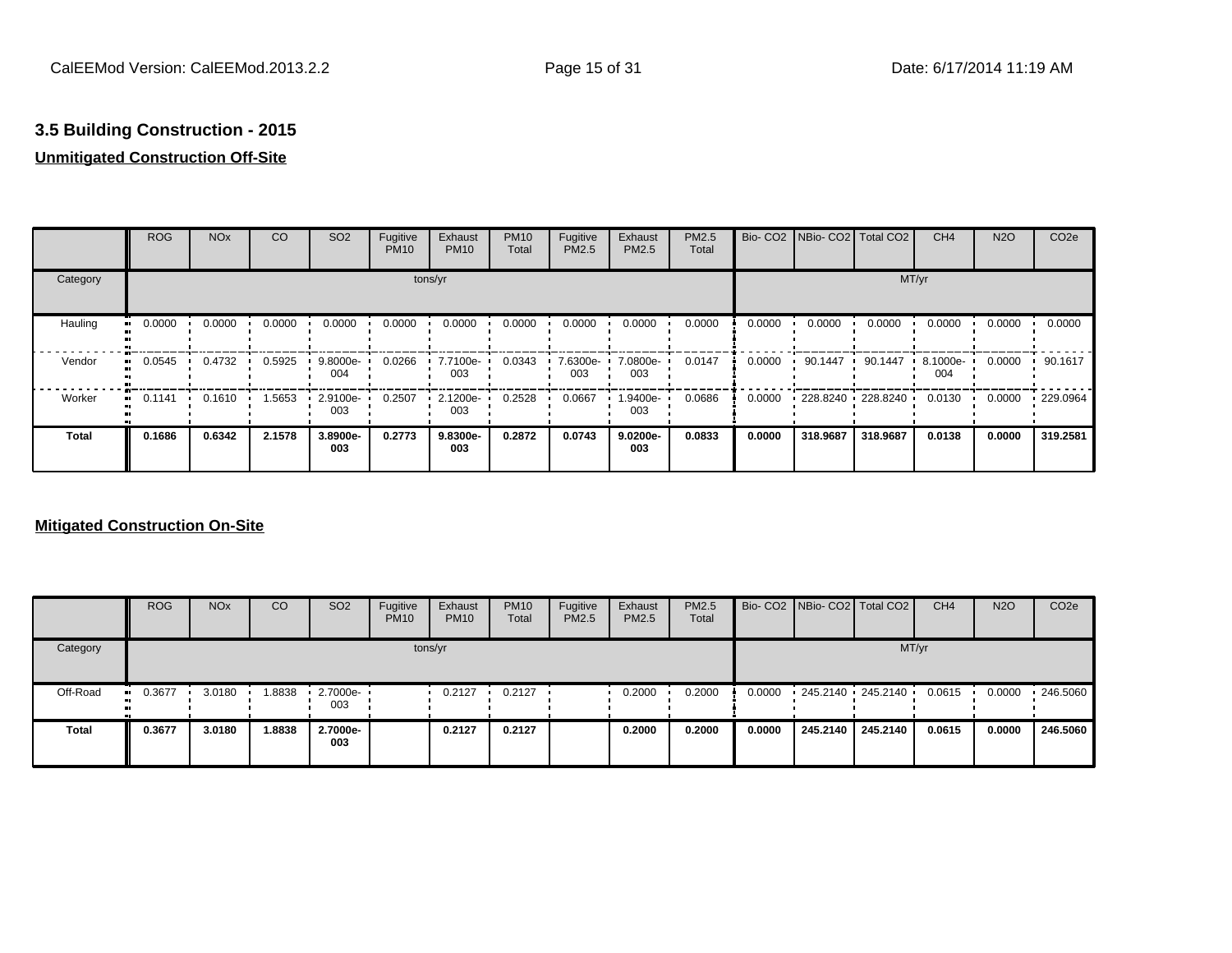### 3.5 Building Construction - 2015

**Unmitigated Construction Off-Site**

| | ROG | NOx | CO | SO2 | Fugitive PM10 | Exhaust PM10 | PM10 Total | Fugitive PM2.5 | Exhaust PM2.5 | PM2.5 Total | Bio- CO2 | NBio- CO2 | Total CO2 | CH4 | N2O | CO2e |
|---|---|---|---|---|---|---|---|---|---|---|---|---|---|---|---|---|
| Category | tons/yr | | | | | | | | | | MT/yr | | | | | |
| Hauling | 0.0000 | 0.0000 | 0.0000 | 0.0000 | 0.0000 | 0.0000 | 0.0000 | 0.0000 | 0.0000 | 0.0000 | 0.0000 | 0.0000 | 0.0000 | 0.0000 | 0.0000 | 0.0000 |
| Vendor | 0.0545 | 0.4732 | 0.5925 | 9.8000e-004 | 0.0266 | 7.7100e-003 | 0.0343 | 7.6300e-003 | 7.0800e-003 | 0.0147 | 0.0000 | 90.1447 | 90.1447 | 8.1000e-004 | 0.0000 | 90.1617 |
| Worker | 0.1141 | 0.1610 | 1.5653 | 2.9100e-003 | 0.2507 | 2.1200e-003 | 0.2528 | 0.0667 | 1.9400e-003 | 0.0686 | 0.0000 | 228.8240 | 228.8240 | 0.0130 | 0.0000 | 229.0964 |
| **Total** | **0.1686** | **0.6342** | **2.1578** | **3.8900e-003** | **0.2773** | **9.8300e-003** | **0.2872** | **0.0743** | **9.0200e-003** | **0.0833** | **0.0000** | **318.9687** | **318.9687** | **0.0138** | **0.0000** | **319.2581** |

**Mitigated Construction On-Site**

| | ROG | NOx | CO | SO2 | Fugitive PM10 | Exhaust PM10 | PM10 Total | Fugitive PM2.5 | Exhaust PM2.5 | PM2.5 Total | Bio- CO2 | NBio- CO2 | Total CO2 | CH4 | N2O | CO2e |
|---|---|---|---|---|---|---|---|---|---|---|---|---|---|---|---|---|
| Category | tons/yr | | | | | | | | | | MT/yr | | | | | |
| Off-Road | 0.3677 | 3.0180 | 1.8838 | 2.7000e-003 | | 0.2127 | 0.2127 | | 0.2000 | 0.2000 | 0.0000 | 245.2140 | 245.2140 | 0.0615 | 0.0000 | 246.5060 |
| **Total** | **0.3677** | **3.0180** | **1.8838** | **2.7000e-003** | | **0.2127** | **0.2127** | | **0.2000** | **0.2000** | **0.0000** | **245.2140** | **245.2140** | **0.0615** | **0.0000** | **246.5060** |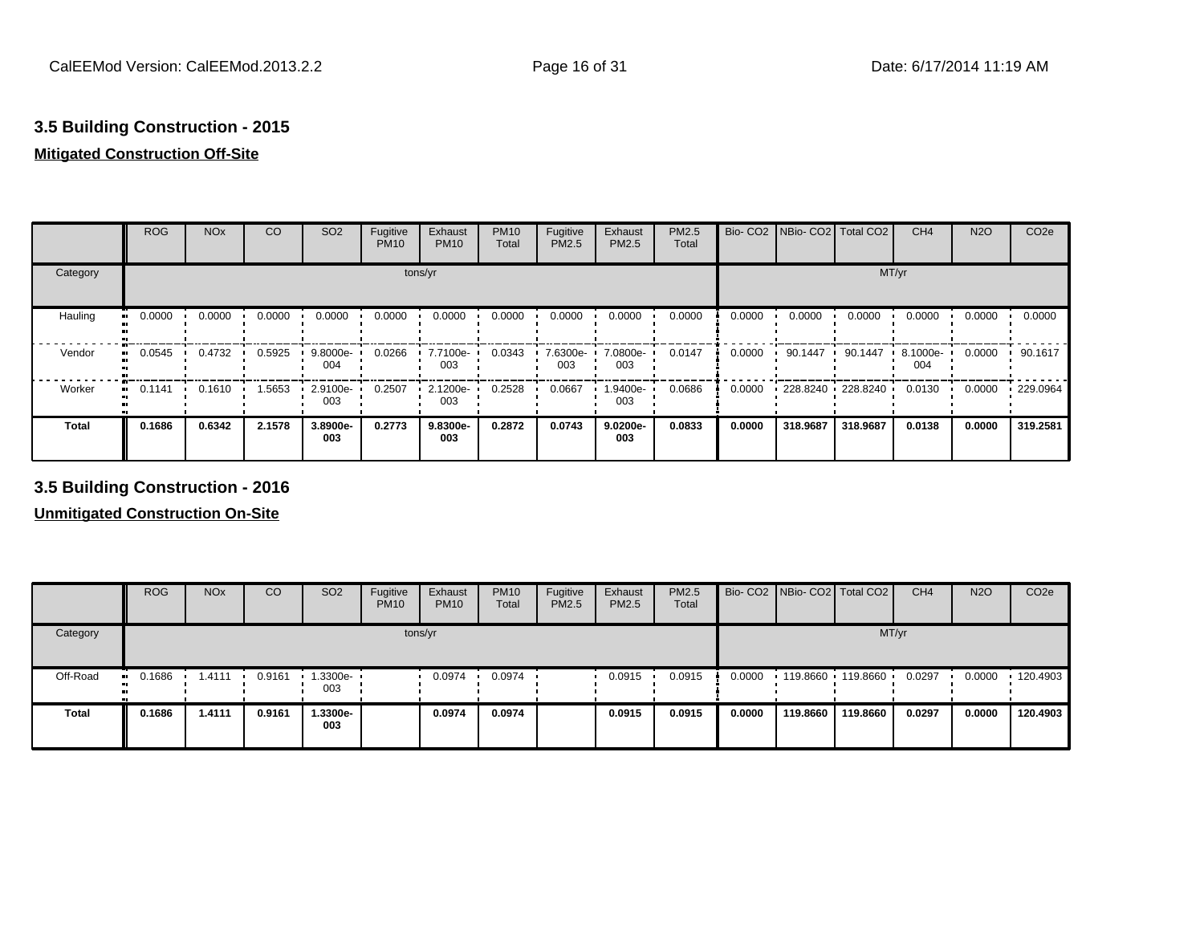### 3.5 Building Construction - 2015

**Mitigated Construction Off-Site**

| | ROG | NOx | CO | SO2 | Fugitive PM10 | Exhaust PM10 | PM10 Total | Fugitive PM2.5 | Exhaust PM2.5 | PM2.5 Total | Bio- CO2 | NBio- CO2 | Total CO2 | CH4 | N2O | CO2e |
|---|---|---|---|---|---|---|---|---|---|---|---|---|---|---|---|---|
| Category | tons/yr | | | | | | | | | | MT/yr | | | | | |
| Hauling | 0.0000 | 0.0000 | 0.0000 | 0.0000 | 0.0000 | 0.0000 | 0.0000 | 0.0000 | 0.0000 | 0.0000 | 0.0000 | 0.0000 | 0.0000 | 0.0000 | 0.0000 | 0.0000 |
| Vendor | 0.0545 | 0.4732 | 0.5925 | 9.8000e-004 | 0.0266 | 7.7100e-003 | 0.0343 | 7.6300e-003 | 7.0800e-003 | 0.0147 | 0.0000 | 90.1447 | 90.1447 | 8.1000e-004 | 0.0000 | 90.1617 |
| Worker | 0.1141 | 0.1610 | 1.5653 | 2.9100e-003 | 0.2507 | 2.1200e-003 | 0.2528 | 0.0667 | 1.9400e-003 | 0.0686 | 0.0000 | 228.8240 | 228.8240 | 0.0130 | 0.0000 | 229.0964 |
| **Total** | **0.1686** | **0.6342** | **2.1578** | **3.8900e-003** | **0.2773** | **9.8300e-003** | **0.2872** | **0.0743** | **9.0200e-003** | **0.0833** | **0.0000** | **318.9687** | **318.9687** | **0.0138** | **0.0000** | **319.2581** |

### 3.5 Building Construction - 2016

**Unmitigated Construction On-Site**

| | ROG | NOx | CO | SO2 | Fugitive PM10 | Exhaust PM10 | PM10 Total | Fugitive PM2.5 | Exhaust PM2.5 | PM2.5 Total | Bio- CO2 | NBio- CO2 | Total CO2 | CH4 | N2O | CO2e |
|---|---|---|---|---|---|---|---|---|---|---|---|---|---|---|---|---|
| Category | tons/yr | | | | | | | | | | MT/yr | | | | | |
| Off-Road | 0.1686 | 1.4111 | 0.9161 | 1.3300e-003 | | 0.0974 | 0.0974 | | 0.0915 | 0.0915 | 0.0000 | 119.8660 | 119.8660 | 0.0297 | 0.0000 | 120.4903 |
| **Total** | **0.1686** | **1.4111** | **0.9161** | **1.3300e-003** | | **0.0974** | **0.0974** | | **0.0915** | **0.0915** | **0.0000** | **119.8660** | **119.8660** | **0.0297** | **0.0000** | **120.4903** |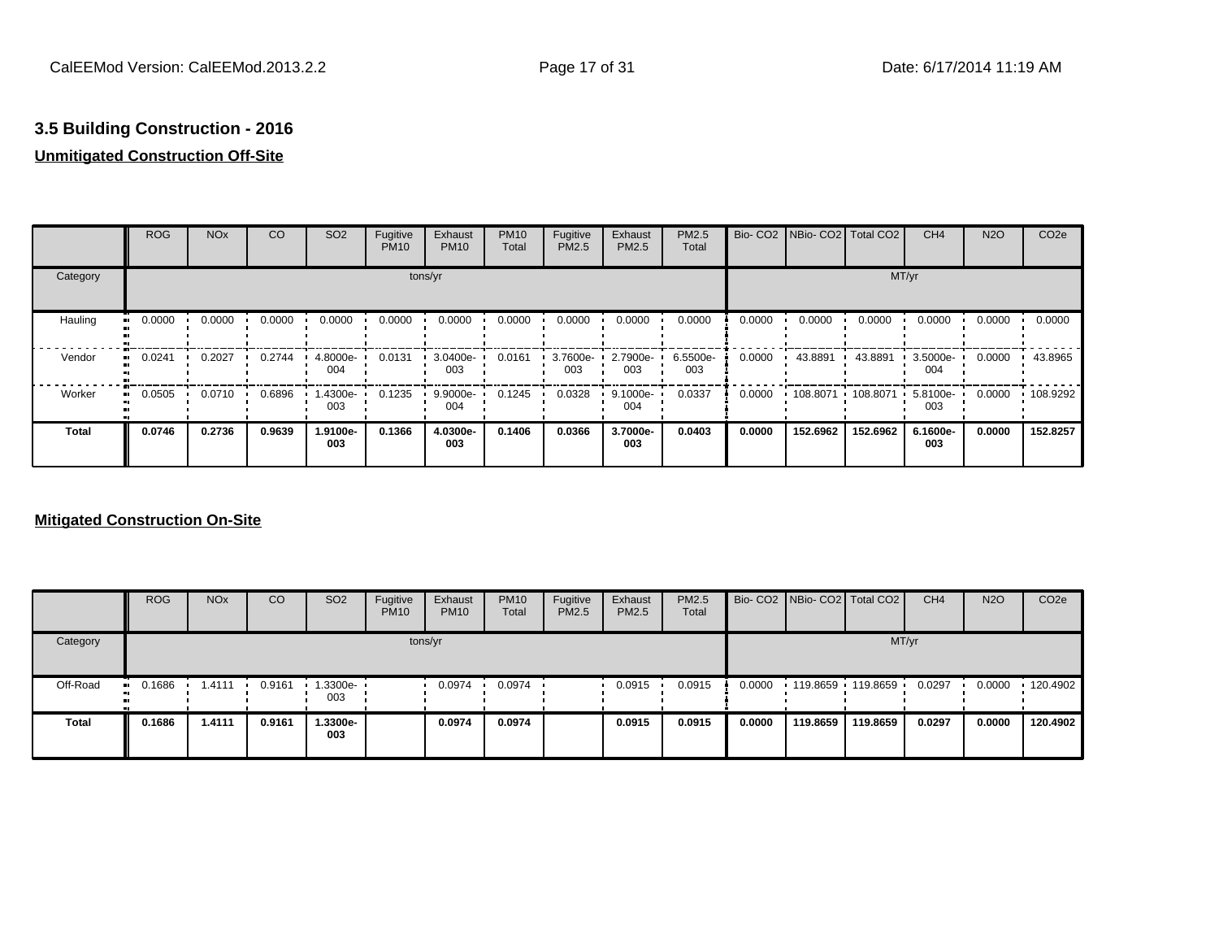### 3.5 Building Construction - 2016

**Unmitigated Construction Off-Site**

| | ROG | NOx | CO | SO2 | Fugitive PM10 | Exhaust PM10 | PM10 Total | Fugitive PM2.5 | Exhaust PM2.5 | PM2.5 Total | Bio- CO2 | NBio- CO2 | Total CO2 | CH4 | N2O | CO2e |
|---|---|---|---|---|---|---|---|---|---|---|---|---|---|---|---|---|
| Category | tons/yr | | | | | | | | | | MT/yr | | | | | |
| Hauling | 0.0000 | 0.0000 | 0.0000 | 0.0000 | 0.0000 | 0.0000 | 0.0000 | 0.0000 | 0.0000 | 0.0000 | 0.0000 | 0.0000 | 0.0000 | 0.0000 | 0.0000 | 0.0000 |
| Vendor | 0.0241 | 0.2027 | 0.2744 | 4.8000e-004 | 0.0131 | 3.0400e-003 | 0.0161 | 3.7600e-003 | 2.7900e-003 | 6.5500e-003 | 0.0000 | 43.8891 | 43.8891 | 3.5000e-004 | 0.0000 | 43.8965 |
| Worker | 0.0505 | 0.0710 | 0.6896 | 1.4300e-003 | 0.1235 | 9.9000e-004 | 0.1245 | 0.0328 | 9.1000e-004 | 0.0337 | 0.0000 | 108.8071 | 108.8071 | 5.8100e-003 | 0.0000 | 108.9292 |
| **Total** | **0.0746** | **0.2736** | **0.9639** | **1.9100e-003** | **0.1366** | **4.0300e-003** | **0.1406** | **0.0366** | **3.7000e-003** | **0.0403** | **0.0000** | **152.6962** | **152.6962** | **6.1600e-003** | **0.0000** | **152.8257** |

**Mitigated Construction On-Site**

| | ROG | NOx | CO | SO2 | Fugitive PM10 | Exhaust PM10 | PM10 Total | Fugitive PM2.5 | Exhaust PM2.5 | PM2.5 Total | Bio- CO2 | NBio- CO2 | Total CO2 | CH4 | N2O | CO2e |
|---|---|---|---|---|---|---|---|---|---|---|---|---|---|---|---|---|
| Category | tons/yr | | | | | | | | | | MT/yr | | | | | |
| Off-Road | 0.1686 | 1.4111 | 0.9161 | 1.3300e-003 | | 0.0974 | 0.0974 | | 0.0915 | 0.0915 | 0.0000 | 119.8659 | 119.8659 | 0.0297 | 0.0000 | 120.4902 |
| **Total** | **0.1686** | **1.4111** | **0.9161** | **1.3300e-003** | | **0.0974** | **0.0974** | | **0.0915** | **0.0915** | **0.0000** | **119.8659** | **119.8659** | **0.0297** | **0.0000** | **120.4902** |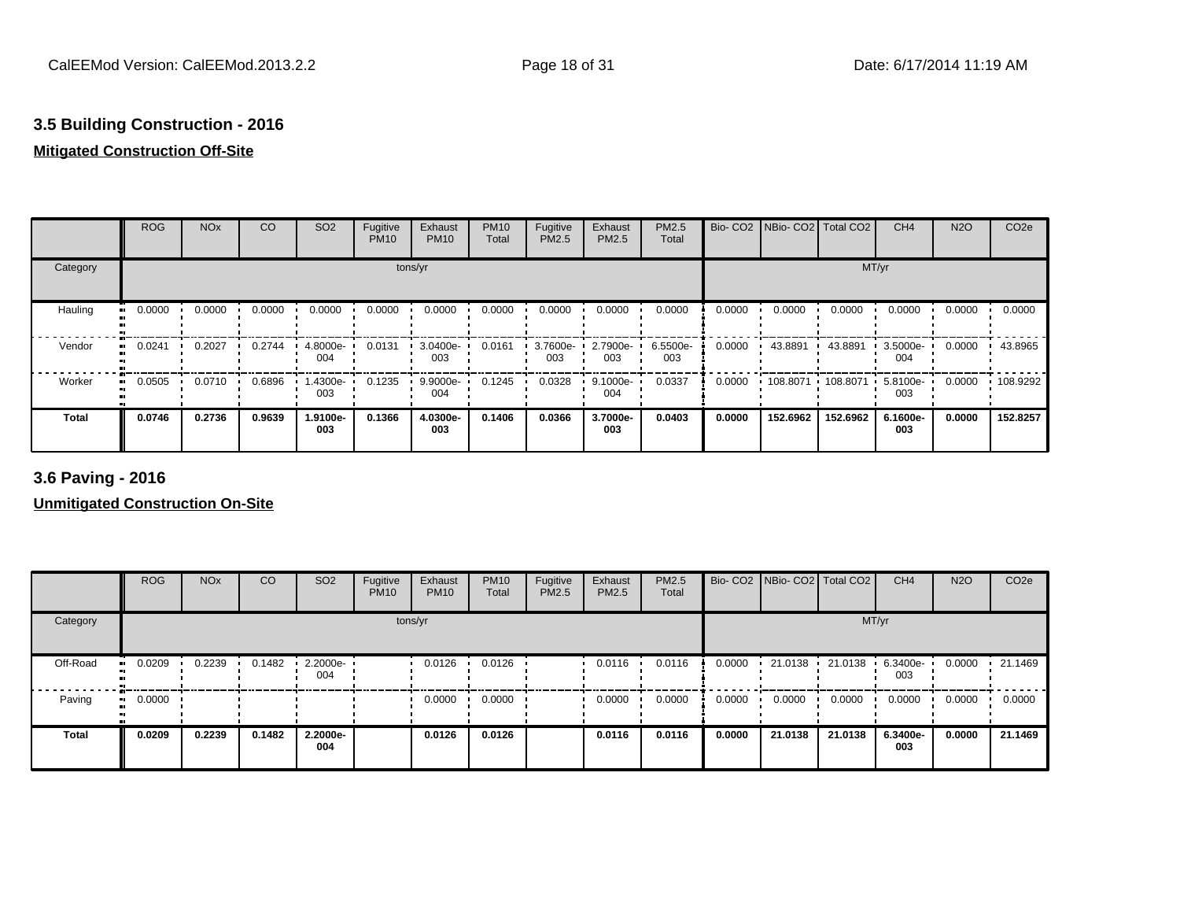### 3.5 Building Construction - 2016

**Mitigated Construction Off-Site**

| | ROG | NOx | CO | SO2 | Fugitive PM10 | Exhaust PM10 | PM10 Total | Fugitive PM2.5 | Exhaust PM2.5 | PM2.5 Total | Bio- CO2 | NBio- CO2 | Total CO2 | CH4 | N2O | CO2e |
|---|---|---|---|---|---|---|---|---|---|---|---|---|---|---|---|---|
| Category | tons/yr | | | | | | | | | | MT/yr | | | | | |
| Hauling | 0.0000 | 0.0000 | 0.0000 | 0.0000 | 0.0000 | 0.0000 | 0.0000 | 0.0000 | 0.0000 | 0.0000 | 0.0000 | 0.0000 | 0.0000 | 0.0000 | 0.0000 | 0.0000 |
| Vendor | 0.0241 | 0.2027 | 0.2744 | 4.8000e-004 | 0.0131 | 3.0400e-003 | 0.0161 | 3.7600e-003 | 2.7900e-003 | 6.5500e-003 | 0.0000 | 43.8891 | 43.8891 | 3.5000e-004 | 0.0000 | 43.8965 |
| Worker | 0.0505 | 0.0710 | 0.6896 | 1.4300e-003 | 0.1235 | 9.9000e-004 | 0.1245 | 0.0328 | 9.1000e-004 | 0.0337 | 0.0000 | 108.8071 | 108.8071 | 5.8100e-003 | 0.0000 | 108.9292 |
| **Total** | **0.0746** | **0.2736** | **0.9639** | **1.9100e-003** | **0.1366** | **4.0300e-003** | **0.1406** | **0.0366** | **3.7000e-003** | **0.0403** | **0.0000** | **152.6962** | **152.6962** | **6.1600e-003** | **0.0000** | **152.8257** |

### 3.6 Paving - 2016

**Unmitigated Construction On-Site**

| | ROG | NOx | CO | SO2 | Fugitive PM10 | Exhaust PM10 | PM10 Total | Fugitive PM2.5 | Exhaust PM2.5 | PM2.5 Total | Bio- CO2 | NBio- CO2 | Total CO2 | CH4 | N2O | CO2e |
|---|---|---|---|---|---|---|---|---|---|---|---|---|---|---|---|---|
| Category | tons/yr | | | | | | | | | | MT/yr | | | | | |
| Off-Road | 0.0209 | 0.2239 | 0.1482 | 2.2000e-004 | | 0.0126 | 0.0126 | | 0.0116 | 0.0116 | 0.0000 | 21.0138 | 21.0138 | 6.3400e-003 | 0.0000 | 21.1469 |
| Paving | 0.0000 | | | | | 0.0000 | 0.0000 | | 0.0000 | 0.0000 | 0.0000 | 0.0000 | 0.0000 | 0.0000 | 0.0000 | 0.0000 |
| **Total** | **0.0209** | **0.2239** | **0.1482** | **2.2000e-004** | | **0.0126** | **0.0126** | | **0.0116** | **0.0116** | **0.0000** | **21.0138** | **21.0138** | **6.3400e-003** | **0.0000** | **21.1469** |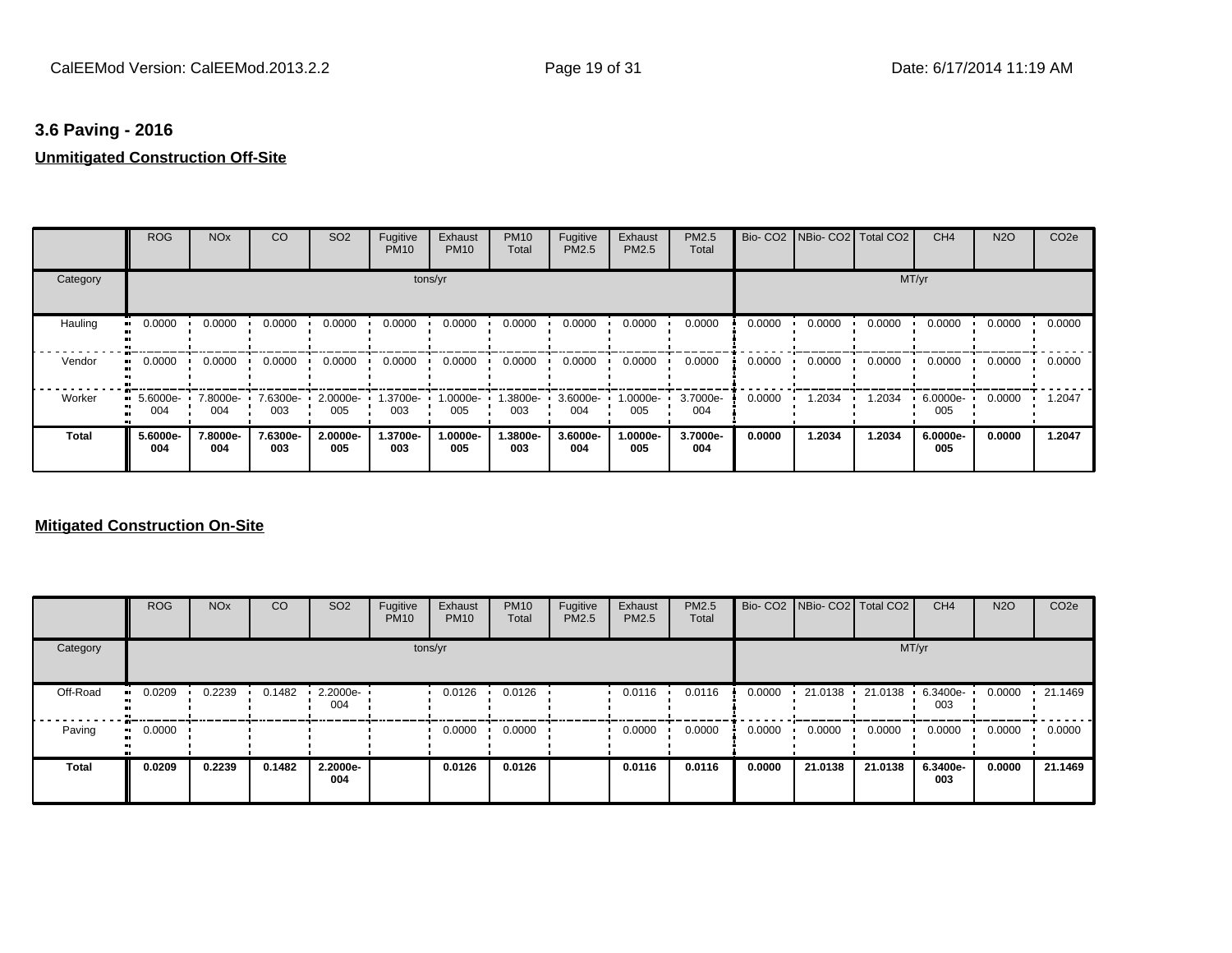### 3.6 Paving - 2016

**Unmitigated Construction Off-Site**

| | ROG | NOx | CO | SO2 | Fugitive PM10 | Exhaust PM10 | PM10 Total | Fugitive PM2.5 | Exhaust PM2.5 | PM2.5 Total | Bio- CO2 | NBio- CO2 | Total CO2 | CH4 | N2O | CO2e |
|---|---|---|---|---|---|---|---|---|---|---|---|---|---|---|---|---|
| Category | tons/yr | | | | | | | | | | MT/yr | | | | | |
| Hauling | 0.0000 | 0.0000 | 0.0000 | 0.0000 | 0.0000 | 0.0000 | 0.0000 | 0.0000 | 0.0000 | 0.0000 | 0.0000 | 0.0000 | 0.0000 | 0.0000 | 0.0000 | 0.0000 |
| Vendor | 0.0000 | 0.0000 | 0.0000 | 0.0000 | 0.0000 | 0.0000 | 0.0000 | 0.0000 | 0.0000 | 0.0000 | 0.0000 | 0.0000 | 0.0000 | 0.0000 | 0.0000 | 0.0000 |
| Worker | 5.6000e-004 | 7.8000e-004 | 7.6300e-003 | 2.0000e-005 | 1.3700e-003 | 1.0000e-005 | 1.3800e-003 | 3.6000e-004 | 1.0000e-005 | 3.7000e-004 | 0.0000 | 1.2034 | 1.2034 | 6.0000e-005 | 0.0000 | 1.2047 |
| **Total** | **5.6000e-004** | **7.8000e-004** | **7.6300e-003** | **2.0000e-005** | **1.3700e-003** | **1.0000e-005** | **1.3800e-003** | **3.6000e-004** | **1.0000e-005** | **3.7000e-004** | **0.0000** | **1.2034** | **1.2034** | **6.0000e-005** | **0.0000** | **1.2047** |

**Mitigated Construction On-Site**

| | ROG | NOx | CO | SO2 | Fugitive PM10 | Exhaust PM10 | PM10 Total | Fugitive PM2.5 | Exhaust PM2.5 | PM2.5 Total | Bio- CO2 | NBio- CO2 | Total CO2 | CH4 | N2O | CO2e |
|---|---|---|---|---|---|---|---|---|---|---|---|---|---|---|---|---|
| Category | tons/yr | | | | | | | | | | MT/yr | | | | | |
| Off-Road | 0.0209 | 0.2239 | 0.1482 | 2.2000e-004 | | 0.0126 | 0.0126 | | 0.0116 | 0.0116 | 0.0000 | 21.0138 | 21.0138 | 6.3400e-003 | 0.0000 | 21.1469 |
| Paving | 0.0000 | | | | | 0.0000 | 0.0000 | | 0.0000 | 0.0000 | 0.0000 | 0.0000 | 0.0000 | 0.0000 | 0.0000 | 0.0000 |
| **Total** | **0.0209** | **0.2239** | **0.1482** | **2.2000e-004** | | **0.0126** | **0.0126** | | **0.0116** | **0.0116** | **0.0000** | **21.0138** | **21.0138** | **6.3400e-003** | **0.0000** | **21.1469** |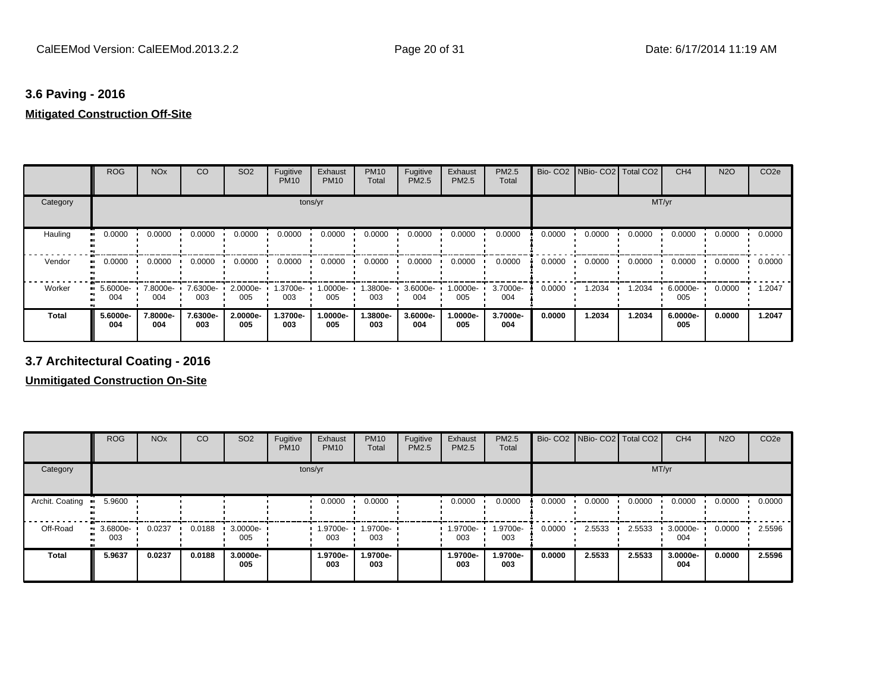### 3.6 Paving - 2016

**Mitigated Construction Off-Site**

| | ROG | NOx | CO | SO2 | Fugitive PM10 | Exhaust PM10 | PM10 Total | Fugitive PM2.5 | Exhaust PM2.5 | PM2.5 Total | Bio- CO2 | NBio- CO2 | Total CO2 | CH4 | N2O | CO2e |
|---|---|---|---|---|---|---|---|---|---|---|---|---|---|---|---|---|
| Category | tons/yr | | | | | | | | | | MT/yr | | | | | |
| Hauling | 0.0000 | 0.0000 | 0.0000 | 0.0000 | 0.0000 | 0.0000 | 0.0000 | 0.0000 | 0.0000 | 0.0000 | 0.0000 | 0.0000 | 0.0000 | 0.0000 | 0.0000 | 0.0000 |
| Vendor | 0.0000 | 0.0000 | 0.0000 | 0.0000 | 0.0000 | 0.0000 | 0.0000 | 0.0000 | 0.0000 | 0.0000 | 0.0000 | 0.0000 | 0.0000 | 0.0000 | 0.0000 | 0.0000 |
| Worker | 5.6000e-004 | 7.8000e-004 | 7.6300e-003 | 2.0000e-005 | 1.3700e-003 | 1.0000e-005 | 1.3800e-003 | 3.6000e-004 | 1.0000e-005 | 3.7000e-004 | 0.0000 | 1.2034 | 1.2034 | 6.0000e-005 | 0.0000 | 1.2047 |
| **Total** | **5.6000e-004** | **7.8000e-004** | **7.6300e-003** | **2.0000e-005** | **1.3700e-003** | **1.0000e-005** | **1.3800e-003** | **3.6000e-004** | **1.0000e-005** | **3.7000e-004** | **0.0000** | **1.2034** | **1.2034** | **6.0000e-005** | **0.0000** | **1.2047** |

### 3.7 Architectural Coating - 2016

**Unmitigated Construction On-Site**

| | ROG | NOx | CO | SO2 | Fugitive PM10 | Exhaust PM10 | PM10 Total | Fugitive PM2.5 | Exhaust PM2.5 | PM2.5 Total | Bio- CO2 | NBio- CO2 | Total CO2 | CH4 | N2O | CO2e |
|---|---|---|---|---|---|---|---|---|---|---|---|---|---|---|---|---|
| Category | tons/yr | | | | | | | | | | MT/yr | | | | | |
| Archit. Coating | 5.9600 | | | | | 0.0000 | 0.0000 | | 0.0000 | 0.0000 | 0.0000 | 0.0000 | 0.0000 | 0.0000 | 0.0000 | 0.0000 |
| Off-Road | 3.6800e-003 | 0.0237 | 0.0188 | 3.0000e-005 | | 1.9700e-003 | 1.9700e-003 | | 1.9700e-003 | 1.9700e-003 | 0.0000 | 2.5533 | 2.5533 | 3.0000e-004 | 0.0000 | 2.5596 |
| **Total** | **5.9637** | **0.0237** | **0.0188** | **3.0000e-005** | | **1.9700e-003** | **1.9700e-003** | | **1.9700e-003** | **1.9700e-003** | **0.0000** | **2.5533** | **2.5533** | **3.0000e-004** | **0.0000** | **2.5596** |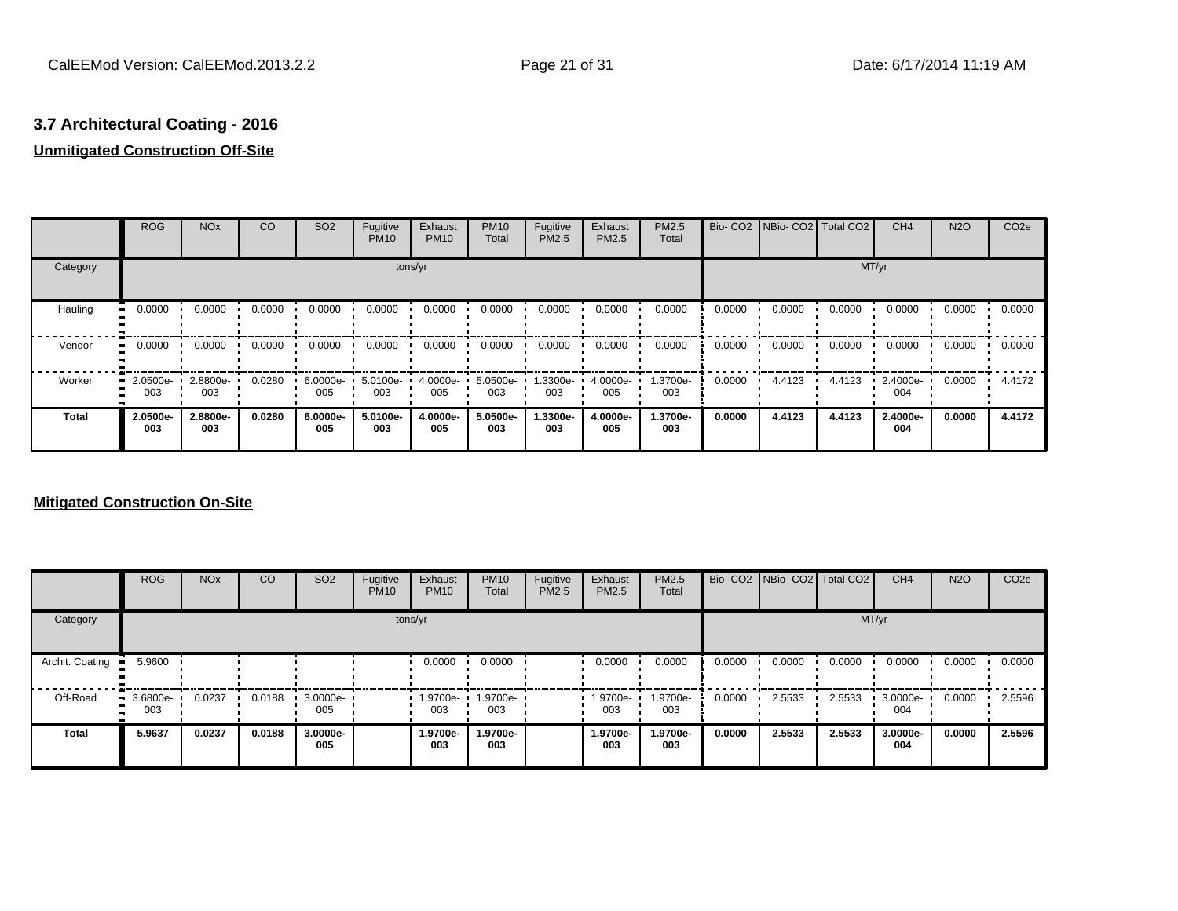## 3.7 Architectural Coating - 2016

**Unmitigated Construction Off-Site**

| | ROG | NOx | CO | SO2 | Fugitive PM10 | Exhaust PM10 | PM10 Total | Fugitive PM2.5 | Exhaust PM2.5 | PM2.5 Total | Bio- CO2 | NBio- CO2 | Total CO2 | CH4 | N2O | CO2e |
|---|---|---|---|---|---|---|---|---|---|---|---|---|---|---|---|---|
| Category | tons/yr | | | | | | | | | | MT/yr | | | | | |
| Hauling | 0.0000 | 0.0000 | 0.0000 | 0.0000 | 0.0000 | 0.0000 | 0.0000 | 0.0000 | 0.0000 | 0.0000 | 0.0000 | 0.0000 | 0.0000 | 0.0000 | 0.0000 | 0.0000 |
| Vendor | 0.0000 | 0.0000 | 0.0000 | 0.0000 | 0.0000 | 0.0000 | 0.0000 | 0.0000 | 0.0000 | 0.0000 | 0.0000 | 0.0000 | 0.0000 | 0.0000 | 0.0000 | 0.0000 |
| Worker | 2.0500e-003 | 2.8800e-003 | 0.0280 | 6.0000e-005 | 5.0100e-003 | 4.0000e-005 | 5.0500e-003 | 1.3300e-003 | 4.0000e-005 | 1.3700e-003 | 0.0000 | 4.4123 | 4.4123 | 2.4000e-004 | 0.0000 | 4.4172 |
| **Total** | **2.0500e-003** | **2.8800e-003** | **0.0280** | **6.0000e-005** | **5.0100e-003** | **4.0000e-005** | **5.0500e-003** | **1.3300e-003** | **4.0000e-005** | **1.3700e-003** | **0.0000** | **4.4123** | **4.4123** | **2.4000e-004** | **0.0000** | **4.4172** |

**Mitigated Construction On-Site**

| | ROG | NOx | CO | SO2 | Fugitive PM10 | Exhaust PM10 | PM10 Total | Fugitive PM2.5 | Exhaust PM2.5 | PM2.5 Total | Bio- CO2 | NBio- CO2 | Total CO2 | CH4 | N2O | CO2e |
|---|---|---|---|---|---|---|---|---|---|---|---|---|---|---|---|---|
| Category | tons/yr | | | | | | | | | | MT/yr | | | | | |
| Archit. Coating | 5.9600 | | | | | 0.0000 | 0.0000 | | 0.0000 | 0.0000 | 0.0000 | 0.0000 | 0.0000 | 0.0000 | 0.0000 | 0.0000 |
| Off-Road | 3.6800e-003 | 0.0237 | 0.0188 | 3.0000e-005 | | 1.9700e-003 | 1.9700e-003 | | 1.9700e-003 | 1.9700e-003 | 0.0000 | 2.5533 | 2.5533 | 3.0000e-004 | 0.0000 | 2.5596 |
| **Total** | **5.9637** | **0.0237** | **0.0188** | **3.0000e-005** | | **1.9700e-003** | **1.9700e-003** | | **1.9700e-003** | **1.9700e-003** | **0.0000** | **2.5533** | **2.5533** | **3.0000e-004** | **0.0000** | **2.5596** |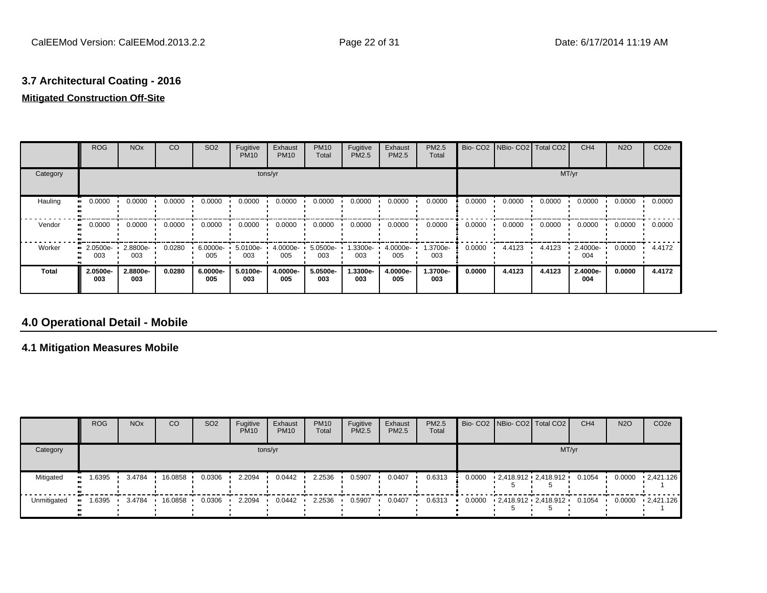### 3.7 Architectural Coating - 2016

**Mitigated Construction Off-Site**

| | ROG | NOx | CO | SO2 | Fugitive PM10 | Exhaust PM10 | PM10 Total | Fugitive PM2.5 | Exhaust PM2.5 | PM2.5 Total | Bio- CO2 | NBio- CO2 | Total CO2 | CH4 | N2O | CO2e |
|---|---|---|---|---|---|---|---|---|---|---|---|---|---|---|---|---|
| Category | tons/yr | | | | | | | | | | MT/yr | | | | | |
| Hauling | 0.0000 | 0.0000 | 0.0000 | 0.0000 | 0.0000 | 0.0000 | 0.0000 | 0.0000 | 0.0000 | 0.0000 | 0.0000 | 0.0000 | 0.0000 | 0.0000 | 0.0000 | 0.0000 |
| Vendor | 0.0000 | 0.0000 | 0.0000 | 0.0000 | 0.0000 | 0.0000 | 0.0000 | 0.0000 | 0.0000 | 0.0000 | 0.0000 | 0.0000 | 0.0000 | 0.0000 | 0.0000 | 0.0000 |
| Worker | 2.0500e-003 | 2.8800e-003 | 0.0280 | 6.0000e-005 | 5.0100e-003 | 4.0000e-005 | 5.0500e-003 | 1.3300e-003 | 4.0000e-005 | 1.3700e-003 | 0.0000 | 4.4123 | 4.4123 | 2.4000e-004 | 0.0000 | 4.4172 |
| **Total** | **2.0500e-003** | **2.8800e-003** | **0.0280** | **6.0000e-005** | **5.0100e-003** | **4.0000e-005** | **5.0500e-003** | **1.3300e-003** | **4.0000e-005** | **1.3700e-003** | **0.0000** | **4.4123** | **4.4123** | **2.4000e-004** | **0.0000** | **4.4172** |

## 4.0 Operational Detail - Mobile

### 4.1 Mitigation Measures Mobile

| | ROG | NOx | CO | SO2 | Fugitive PM10 | Exhaust PM10 | PM10 Total | Fugitive PM2.5 | Exhaust PM2.5 | PM2.5 Total | Bio- CO2 | NBio- CO2 | Total CO2 | CH4 | N2O | CO2e |
|---|---|---|---|---|---|---|---|---|---|---|---|---|---|---|---|---|
| Category | tons/yr | | | | | | | | | | MT/yr | | | | | |
| Mitigated | 1.6395 | 3.4784 | 16.0858 | 0.0306 | 2.2094 | 0.0442 | 2.2536 | 0.5907 | 0.0407 | 0.6313 | 0.0000 | 2,418.9125 | 2,418.9125 | 0.1054 | 0.0000 | 2,421.1261 |
| Unmitigated | 1.6395 | 3.4784 | 16.0858 | 0.0306 | 2.2094 | 0.0442 | 2.2536 | 0.5907 | 0.0407 | 0.6313 | 0.0000 | 2,418.9125 | 2,418.9125 | 0.1054 | 0.0000 | 2,421.1261 |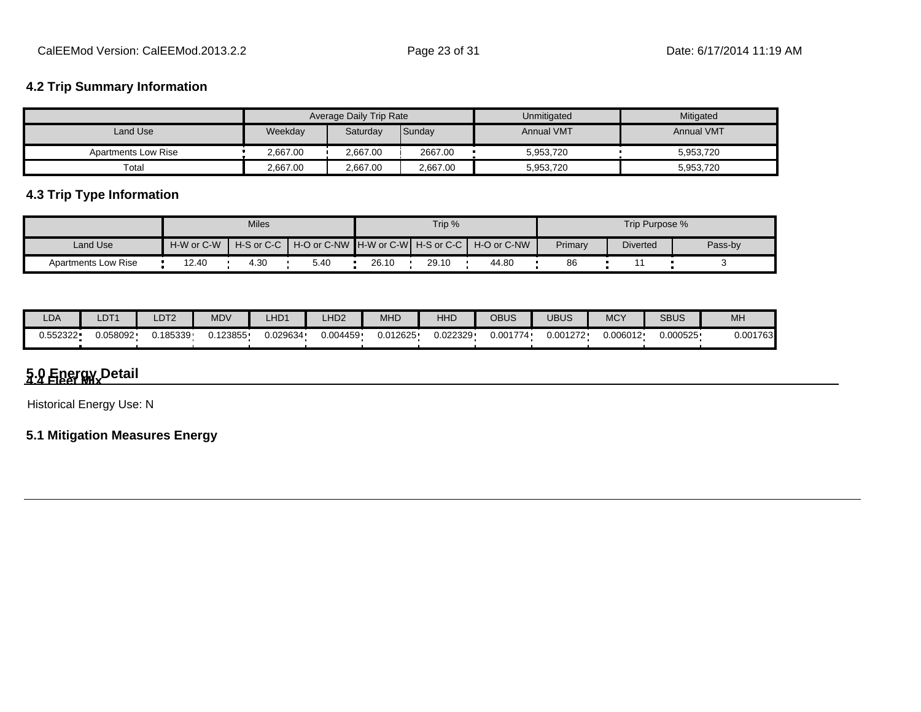### 4.2 Trip Summary Information

| | Average Daily Trip Rate | | | Unmitigated | Mitigated |
|---|---|---|---|---|---|
| Land Use | Weekday | Saturday | Sunday | Annual VMT | Annual VMT |
| Apartments Low Rise | 2,667.00 | 2,667.00 | 2667.00 | 5,953,720 | 5,953,720 |
| Total | 2,667.00 | 2,667.00 | 2,667.00 | 5,953,720 | 5,953,720 |

### 4.3 Trip Type Information

| | Miles | | | Trip % | | | Trip Purpose % | | |
|---|---|---|---|---|---|---|---|---|---|
| Land Use | H-W or C-W | H-S or C-C | H-O or C-NW | H-W or C-W | H-S or C-C | H-O or C-NW | Primary | Diverted | Pass-by |
| Apartments Low Rise | 12.40 | 4.30 | 5.40 | 26.10 | 29.10 | 44.80 | 86 | 11 | 3 |

### 4.4 Fleet Mix

| LDA | LDT1 | LDT2 | MDV | LHD1 | LHD2 | MHD | HHD | OBUS | UBUS | MCY | SBUS | MH |
|---|---|---|---|---|---|---|---|---|---|---|---|---|
| 0.552322 | 0.058092 | 0.185339 | 0.123855 | 0.029634 | 0.004459 | 0.012625 | 0.022329 | 0.001774 | 0.001272 | 0.006012 | 0.000525 | 0.001763 |

## 5.0 Energy Detail

Historical Energy Use: N

### 5.1 Mitigation Measures Energy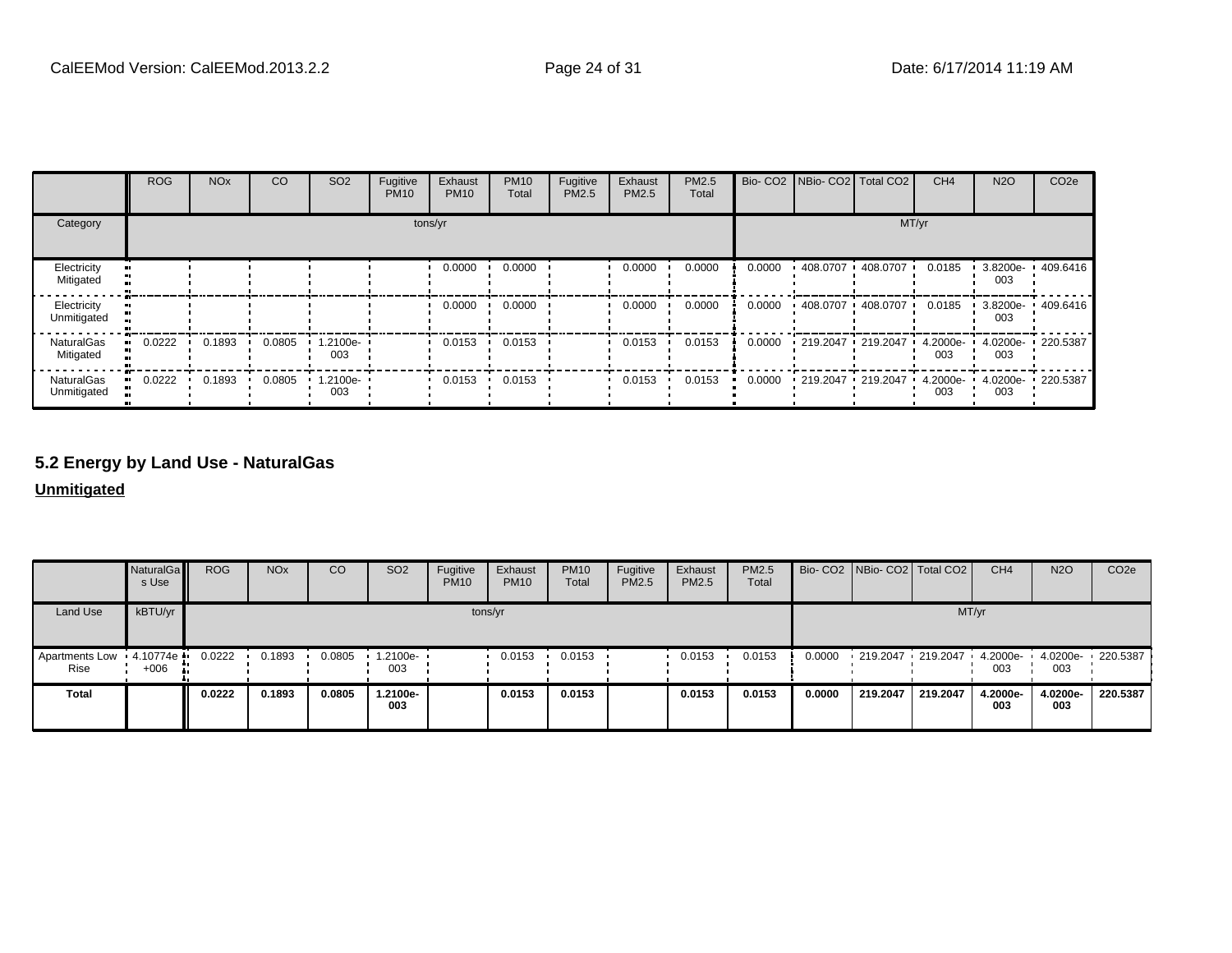|  | ROG | NOx | CO | SO2 | Fugitive PM10 | Exhaust PM10 | PM10 Total | Fugitive PM2.5 | Exhaust PM2.5 | PM2.5 Total | Bio- CO2 | NBio- CO2 | Total CO2 | CH4 | N2O | CO2e |
|---|---|---|---|---|---|---|---|---|---|---|---|---|---|---|---|---|
| Category | tons/yr | | | | | | | | | | MT/yr | | | | | |
| Electricity Mitigated | | | | | | 0.0000 | 0.0000 | | 0.0000 | 0.0000 | 0.0000 | 408.0707 | 408.0707 | 0.0185 | 3.8200e-003 | 409.6416 |
| Electricity Unmitigated | | | | | | 0.0000 | 0.0000 | | 0.0000 | 0.0000 | 0.0000 | 408.0707 | 408.0707 | 0.0185 | 3.8200e-003 | 409.6416 |
| NaturalGas Mitigated | 0.0222 | 0.1893 | 0.0805 | 1.2100e-003 | | 0.0153 | 0.0153 | | 0.0153 | 0.0153 | 0.0000 | 219.2047 | 219.2047 | 4.2000e-003 | 4.0200e-003 | 220.5387 |
| NaturalGas Unmitigated | 0.0222 | 0.1893 | 0.0805 | 1.2100e-003 | | 0.0153 | 0.0153 | | 0.0153 | 0.0153 | 0.0000 | 219.2047 | 219.2047 | 4.2000e-003 | 4.0200e-003 | 220.5387 |

## 5.2 Energy by Land Use - NaturalGas

**Unmitigated**

|  | NaturalGas Use | ROG | NOx | CO | SO2 | Fugitive PM10 | Exhaust PM10 | PM10 Total | Fugitive PM2.5 | Exhaust PM2.5 | PM2.5 Total | Bio- CO2 | NBio- CO2 | Total CO2 | CH4 | N2O | CO2e |
|---|---|---|---|---|---|---|---|---|---|---|---|---|---|---|---|---|---|
| Land Use | kBTU/yr | tons/yr | | | | | | | | | | MT/yr | | | | | |
| Apartments Low Rise | 4.10774e+006 | 0.0222 | 0.1893 | 0.0805 | 1.2100e-003 | | 0.0153 | 0.0153 | | 0.0153 | 0.0153 | 0.0000 | 219.2047 | 219.2047 | 4.2000e-003 | 4.0200e-003 | 220.5387 |
| **Total** | | **0.0222** | **0.1893** | **0.0805** | **1.2100e-003** | | **0.0153** | **0.0153** | | **0.0153** | **0.0153** | **0.0000** | **219.2047** | **219.2047** | **4.2000e-003** | **4.0200e-003** | **220.5387** |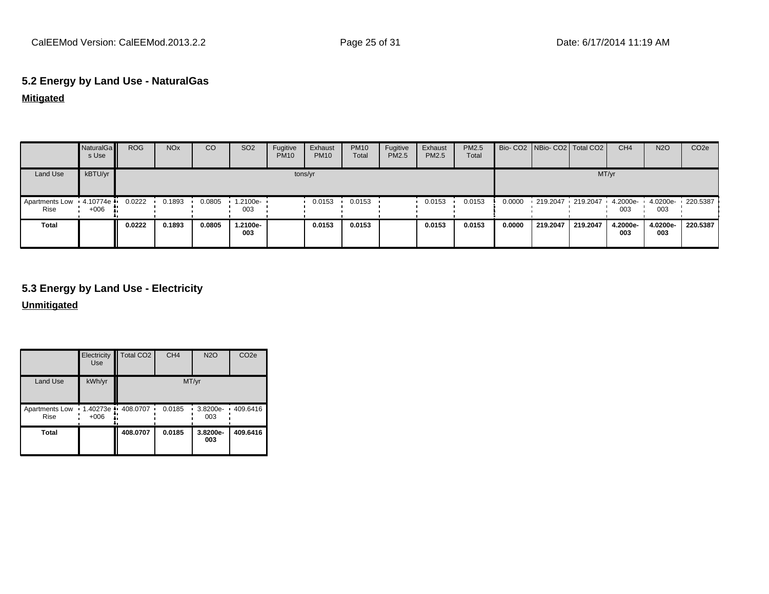## 5.2 Energy by Land Use - NaturalGas

**Mitigated**

| | NaturalGas Use | ROG | NOx | CO | SO2 | Fugitive PM10 | Exhaust PM10 | PM10 Total | Fugitive PM2.5 | Exhaust PM2.5 | PM2.5 Total | Bio- CO2 | NBio- CO2 | Total CO2 | CH4 | N2O | CO2e |
|---|---|---|---|---|---|---|---|---|---|---|---|---|---|---|---|---|---|
| Land Use | kBTU/yr | tons/yr | | | | | | | | | | MT/yr | | | | | |
| Apartments Low Rise | 4.10774e+006 | 0.0222 | 0.1893 | 0.0805 | 1.2100e-003 | | 0.0153 | 0.0153 | | 0.0153 | 0.0153 | 0.0000 | 219.2047 | 219.2047 | 4.2000e-003 | 4.0200e-003 | 220.5387 |
| **Total** | | **0.0222** | **0.1893** | **0.0805** | **1.2100e-003** | | **0.0153** | **0.0153** | | **0.0153** | **0.0153** | **0.0000** | **219.2047** | **219.2047** | **4.2000e-003** | **4.0200e-003** | **220.5387** |

## 5.3 Energy by Land Use - Electricity

**Unmitigated**

| | Electricity Use | Total CO2 | CH4 | N2O | CO2e |
|---|---|---|---|---|---|
| Land Use | kWh/yr | MT/yr | | | |
| Apartments Low Rise | 1.40273e+006 | 408.0707 | 0.0185 | 3.8200e-003 | 409.6416 |
| **Total** | | **408.0707** | **0.0185** | **3.8200e-003** | **409.6416** |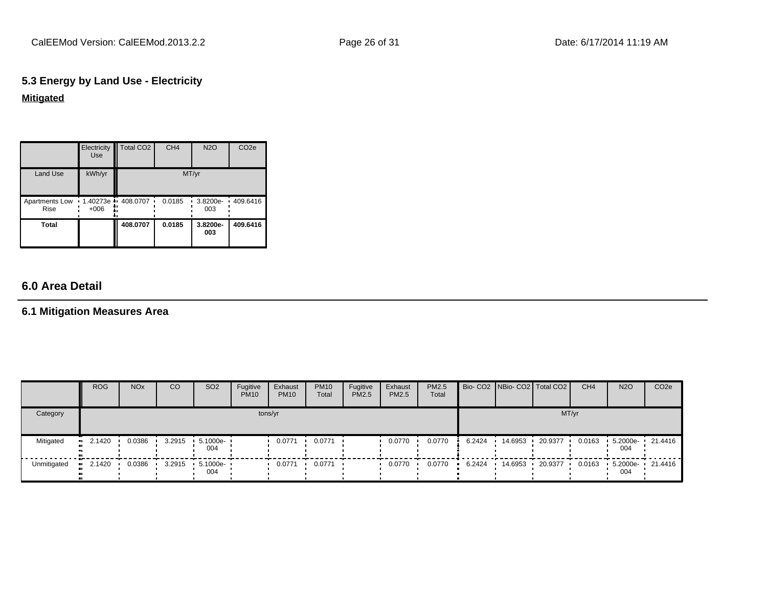### 5.3 Energy by Land Use - Electricity

**Mitigated**

| | Electricity Use | Total CO2 | CH4 | N2O | CO2e |
|---|---|---|---|---|---|
| Land Use | kWh/yr | MT/yr | | | |
| Apartments Low Rise | 1.40273e+006 | 408.0707 | 0.0185 | 3.8200e-003 | 409.6416 |
| **Total** | | **408.0707** | **0.0185** | **3.8200e-003** | **409.6416** |

## 6.0 Area Detail

### 6.1 Mitigation Measures Area

| | ROG | NOx | CO | SO2 | Fugitive PM10 | Exhaust PM10 | PM10 Total | Fugitive PM2.5 | Exhaust PM2.5 | PM2.5 Total | Bio- CO2 | NBio- CO2 | Total CO2 | CH4 | N2O | CO2e |
|---|---|---|---|---|---|---|---|---|---|---|---|---|---|---|---|---|
| Category | tons/yr | | | | | | | | | | MT/yr | | | | | |
| Mitigated | 2.1420 | 0.0386 | 3.2915 | 5.1000e-004 | | 0.0771 | 0.0771 | | 0.0770 | 0.0770 | 6.2424 | 14.6953 | 20.9377 | 0.0163 | 5.2000e-004 | 21.4416 |
| Unmitigated | 2.1420 | 0.0386 | 3.2915 | 5.1000e-004 | | 0.0771 | 0.0771 | | 0.0770 | 0.0770 | 6.2424 | 14.6953 | 20.9377 | 0.0163 | 5.2000e-004 | 21.4416 |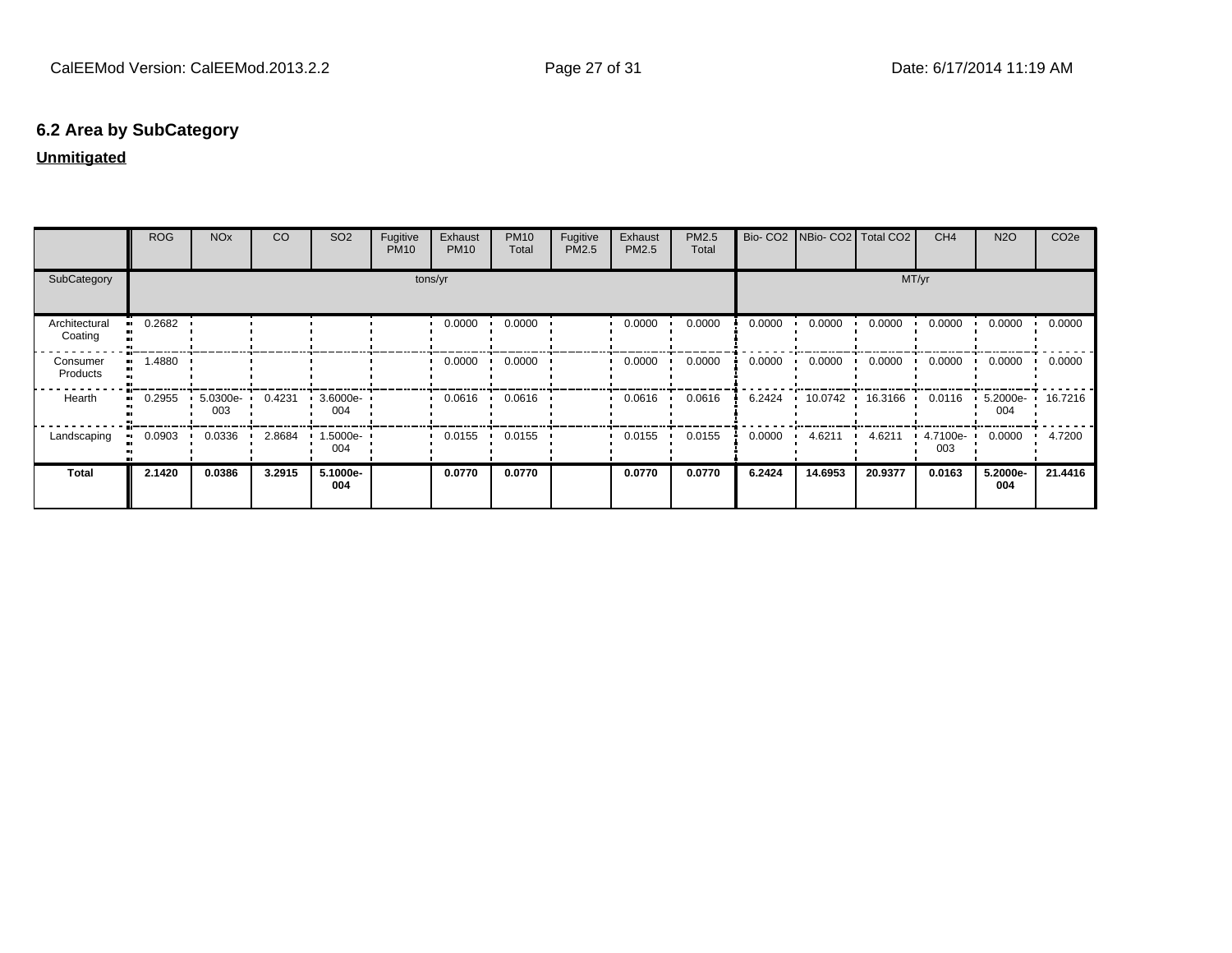## 6.2 Area by SubCategory

**Unmitigated**

| | ROG | NOx | CO | SO2 | Fugitive PM10 | Exhaust PM10 | PM10 Total | Fugitive PM2.5 | Exhaust PM2.5 | PM2.5 Total | Bio- CO2 | NBio- CO2 | Total CO2 | CH4 | N2O | CO2e |
|---|---|---|---|---|---|---|---|---|---|---|---|---|---|---|---|---|
| SubCategory | tons/yr | | | | | | | | | | MT/yr | | | | | |
| Architectural Coating | 0.2682 | | | | | 0.0000 | 0.0000 | | 0.0000 | 0.0000 | 0.0000 | 0.0000 | 0.0000 | 0.0000 | 0.0000 | 0.0000 |
| Consumer Products | 1.4880 | | | | | 0.0000 | 0.0000 | | 0.0000 | 0.0000 | 0.0000 | 0.0000 | 0.0000 | 0.0000 | 0.0000 | 0.0000 |
| Hearth | 0.2955 | 5.0300e-003 | 0.4231 | 3.6000e-004 | | 0.0616 | 0.0616 | | 0.0616 | 0.0616 | 6.2424 | 10.0742 | 16.3166 | 0.0116 | 5.2000e-004 | 16.7216 |
| Landscaping | 0.0903 | 0.0336 | 2.8684 | 1.5000e-004 | | 0.0155 | 0.0155 | | 0.0155 | 0.0155 | 0.0000 | 4.6211 | 4.6211 | 4.7100e-003 | 0.0000 | 4.7200 |
| **Total** | **2.1420** | **0.0386** | **3.2915** | **5.1000e-004** | | **0.0770** | **0.0770** | | **0.0770** | **0.0770** | **6.2424** | **14.6953** | **20.9377** | **0.0163** | **5.2000e-004** | **21.4416** |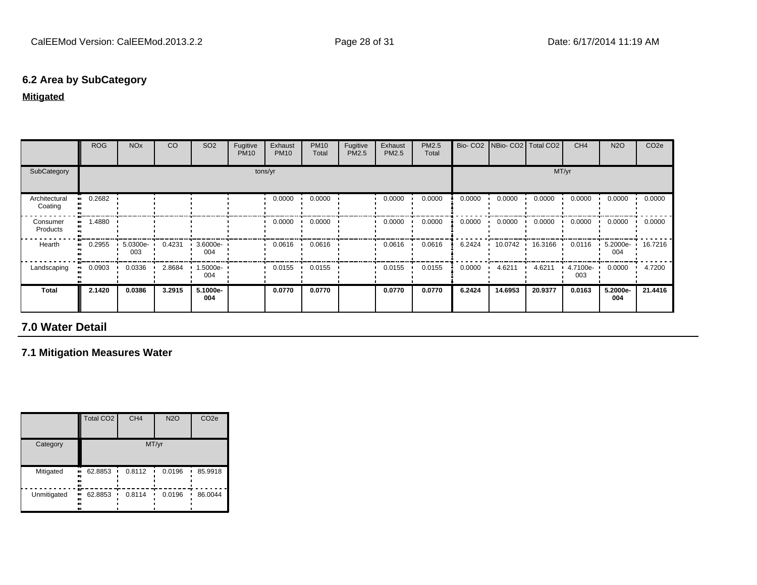### 6.2 Area by SubCategory

**Mitigated**

| | ROG | NOx | CO | SO2 | Fugitive PM10 | Exhaust PM10 | PM10 Total | Fugitive PM2.5 | Exhaust PM2.5 | PM2.5 Total | Bio- CO2 | NBio- CO2 | Total CO2 | CH4 | N2O | CO2e |
|---|---|---|---|---|---|---|---|---|---|---|---|---|---|---|---|---|
| SubCategory | tons/yr | | | | | | | | | | MT/yr | | | | | |
| Architectural Coating | 0.2682 | | | | | 0.0000 | 0.0000 | | 0.0000 | 0.0000 | 0.0000 | 0.0000 | 0.0000 | 0.0000 | 0.0000 | 0.0000 |
| Consumer Products | 1.4880 | | | | | 0.0000 | 0.0000 | | 0.0000 | 0.0000 | 0.0000 | 0.0000 | 0.0000 | 0.0000 | 0.0000 | 0.0000 |
| Hearth | 0.2955 | 5.0300e-003 | 0.4231 | 3.6000e-004 | | 0.0616 | 0.0616 | | 0.0616 | 0.0616 | 6.2424 | 10.0742 | 16.3166 | 0.0116 | 5.2000e-004 | 16.7216 |
| Landscaping | 0.0903 | 0.0336 | 2.8684 | 1.5000e-004 | | 0.0155 | 0.0155 | | 0.0155 | 0.0155 | 0.0000 | 4.6211 | 4.6211 | 4.7100e-003 | 0.0000 | 4.7200 |
| **Total** | **2.1420** | **0.0386** | **3.2915** | **5.1000e-004** | | **0.0770** | **0.0770** | | **0.0770** | **0.0770** | **6.2424** | **14.6953** | **20.9377** | **0.0163** | **5.2000e-004** | **21.4416** |

## 7.0 Water Detail

### 7.1 Mitigation Measures Water

| | Total CO2 | CH4 | N2O | CO2e |
|---|---|---|---|---|
| Category | MT/yr | | | |
| Mitigated | 62.8853 | 0.8112 | 0.0196 | 85.9918 |
| Unmitigated | 62.8853 | 0.8114 | 0.0196 | 86.0044 |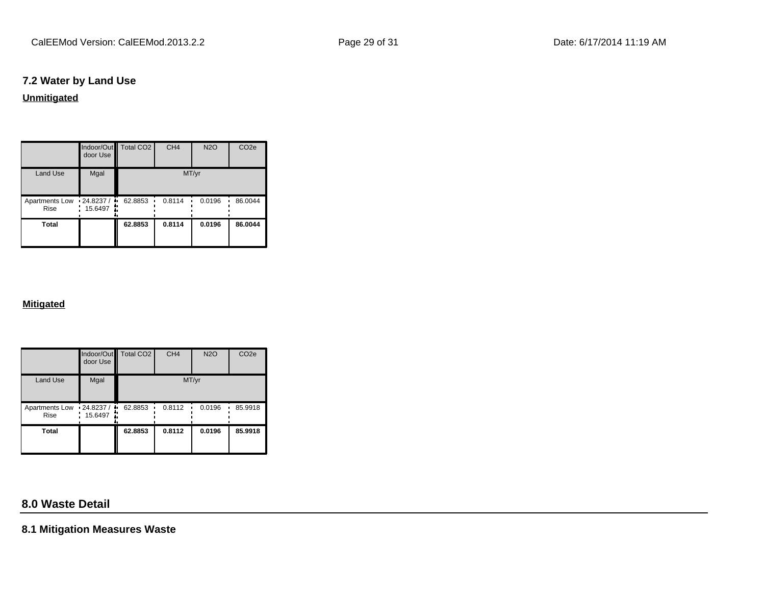### 7.2 Water by Land Use

**Unmitigated**

| | Indoor/Outdoor Use | Total CO2 | CH4 | N2O | CO2e |
|---|---|---|---|---|---|
| Land Use | Mgal | MT/yr | | | |
| Apartments Low Rise | 24.8237 / 15.6497 | 62.8853 | 0.8114 | 0.0196 | 86.0044 |
| **Total** | | **62.8853** | **0.8114** | **0.0196** | **86.0044** |

**Mitigated**

| | Indoor/Outdoor Use | Total CO2 | CH4 | N2O | CO2e |
|---|---|---|---|---|---|
| Land Use | Mgal | MT/yr | | | |
| Apartments Low Rise | 24.8237 / 15.6497 | 62.8853 | 0.8112 | 0.0196 | 85.9918 |
| **Total** | | **62.8853** | **0.8112** | **0.0196** | **85.9918** |

## 8.0 Waste Detail

### 8.1 Mitigation Measures Waste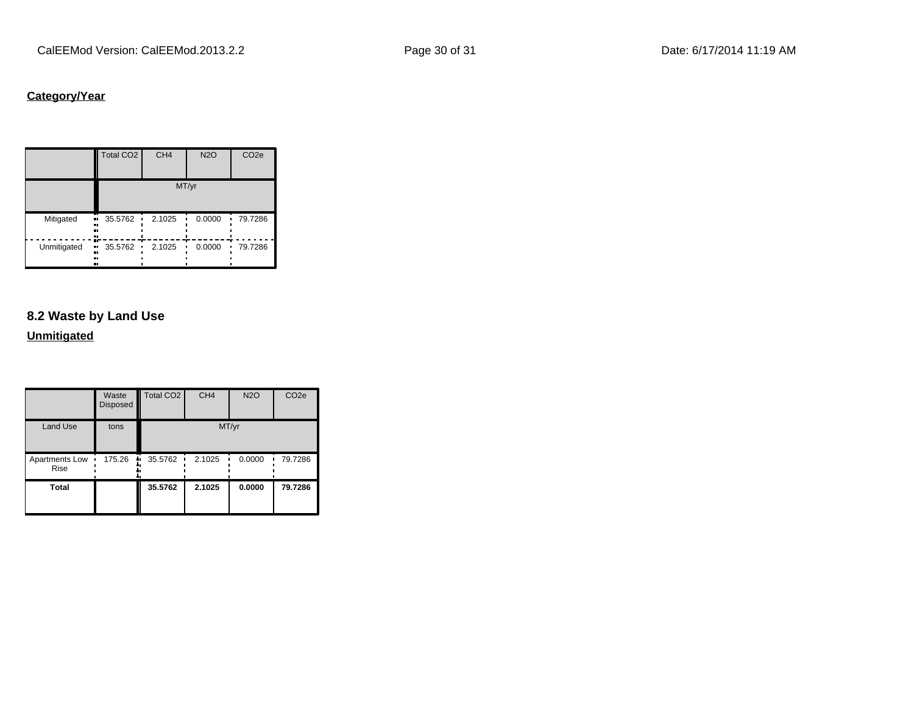**Category/Year**

| | Total CO2 | CH4 | N2O | CO2e |
|---|---|---|---|---|
| | MT/yr | | | |
| Mitigated | 35.5762 | 2.1025 | 0.0000 | 79.7286 |
| Unmitigated | 35.5762 | 2.1025 | 0.0000 | 79.7286 |

## 8.2 Waste by Land Use

**Unmitigated**

| | Waste Disposed | Total CO2 | CH4 | N2O | CO2e |
|---|---|---|---|---|---|
| Land Use | tons | MT/yr | | | |
| Apartments Low Rise | 175.26 | 35.5762 | 2.1025 | 0.0000 | 79.7286 |
| **Total** | | **35.5762** | **2.1025** | **0.0000** | **79.7286** |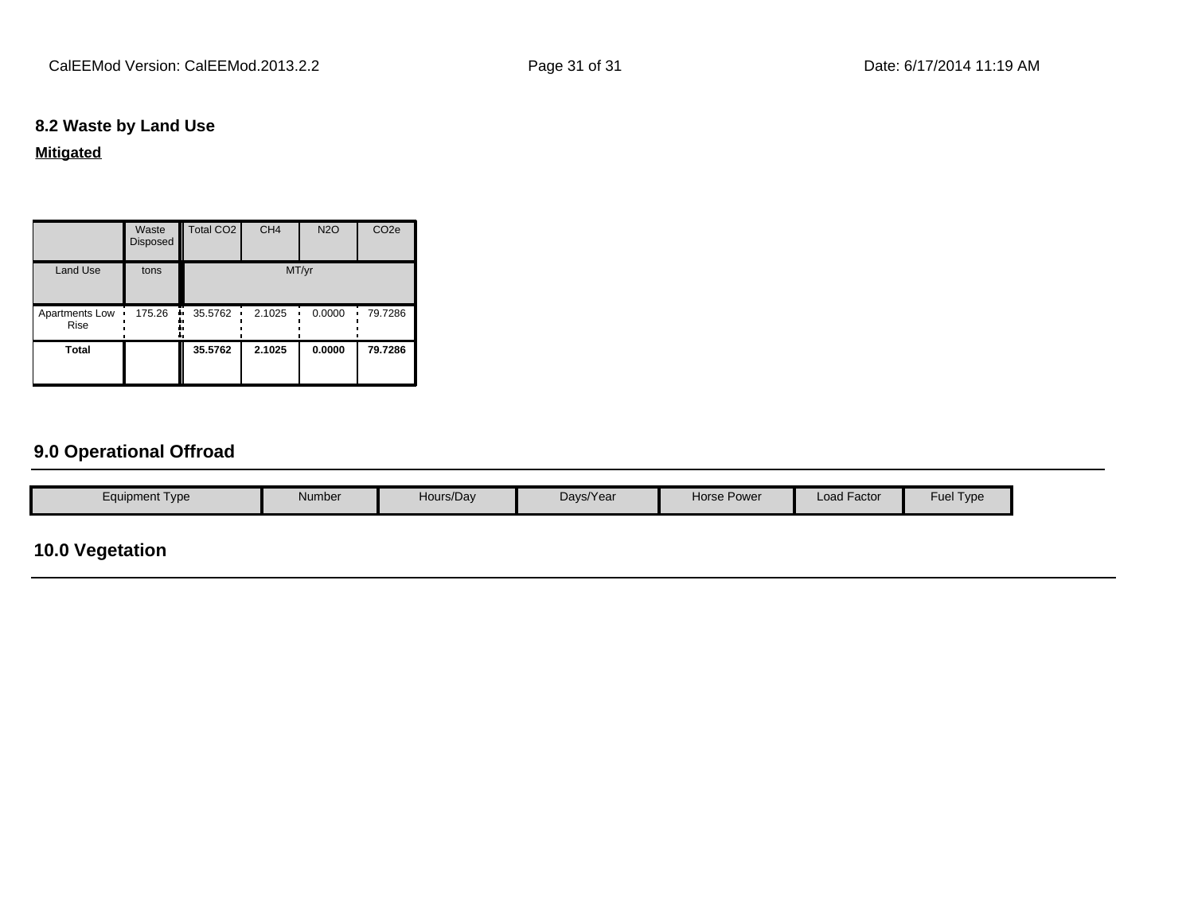## 8.2 Waste by Land Use

**Mitigated**

| | Waste Disposed | Total $CO_2$ | $CH_4$ | $N_2O$ | $CO_2e$ |
|---|---|---|---|---|---|
| Land Use | tons | MT/yr | | | |
| Apartments Low Rise | 175.26 | 35.5762 | 2.1025 | 0.0000 | 79.7286 |
| **Total** | | **35.5762** | **2.1025** | **0.0000** | **79.7286** |

## 9.0 Operational Offroad

| Equipment Type | Number | Hours/Day | Days/Year | Horse Power | Load Factor | Fuel Type |
|---|---|---|---|---|---|---|

## 10.0 Vegetation